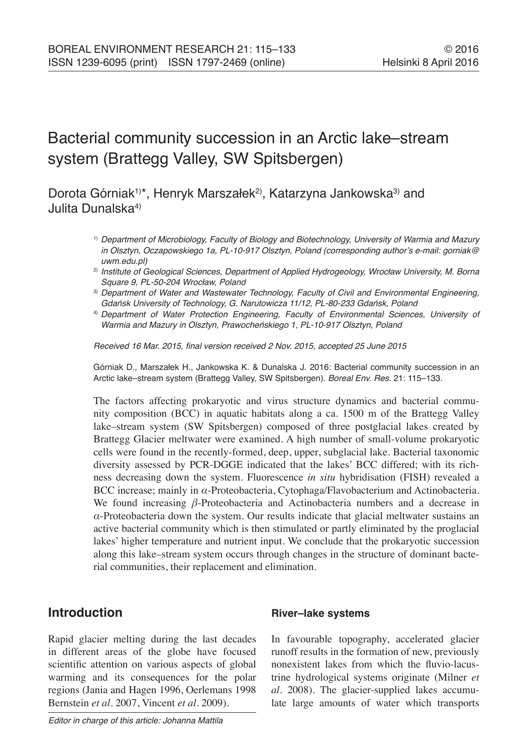BOREAL ENVIRONMENT RESEARCH 21: 115–133
ISSN 1239-6095 (print) ISSN 1797-2469 (online)

© 2016
Helsinki 8 April 2016

# Bacterial community succession in an Arctic lake–stream system (Brattegg Valley, SW Spitsbergen)

Dorota Górniak[1)]*, Henryk Marszałek[2)], Katarzyna Jankowska[3)] and Julita Dunalska[4)]

[1)] *Department of Microbiology, Faculty of Biology and Biotechnology, University of Warmia and Mazury in Olsztyn, Oczapowskiego 1a, PL-10-917 Olsztyn, Poland (corresponding author's e-mail: gorniak@uwm.edu.pl)*

[2)] *Institute of Geological Sciences, Department of Applied Hydrogeology, Wrocław University, M. Borna Square 9, PL-50-204 Wrocław, Poland*

[3)] *Department of Water and Wastewater Technology, Faculty of Civil and Environmental Engineering, Gdańsk University of Technology, G. Narutowicza 11/12, PL-80-233 Gdańsk, Poland*

[4)] *Department of Water Protection Engineering, Faculty of Environmental Sciences, University of Warmia and Mazury in Olsztyn, Prawocheńskiego 1, PL-10-917 Olsztyn, Poland*

*Received 16 Mar. 2015, final version received 2 Nov. 2015, accepted 25 June 2015*

Górniak D., Marszałek H., Jankowska K. & Dunalska J. 2016: Bacterial community succession in an Arctic lake–stream system (Brattegg Valley, SW Spitsbergen). *Boreal Env. Res.* 21: 115–133.

The factors affecting prokaryotic and virus structure dynamics and bacterial community composition (BCC) in aquatic habitats along a ca. 1500 m of the Brattegg Valley lake–stream system (SW Spitsbergen) composed of three postglacial lakes created by Brattegg Glacier meltwater were examined. A high number of small-volume prokaryotic cells were found in the recently-formed, deep, upper, subglacial lake. Bacterial taxonomic diversity assessed by PCR-DGGE indicated that the lakes' BCC differed; with its richness decreasing down the system. Fluorescence *in situ* hybridisation (FISH) revealed a BCC increase; mainly in $\alpha$-Proteobacteria, Cytophaga/Flavobacterium and Actinobacteria. We found increasing $\beta$-Proteobacteria and Actinobacteria numbers and a decrease in $\alpha$-Proteobacteria down the system. Our results indicate that glacial meltwater sustains an active bacterial community which is then stimulated or partly eliminated by the proglacial lakes' higher temperature and nutrient input. We conclude that the prokaryotic succession along this lake–stream system occurs through changes in the structure of dominant bacterial communities, their replacement and elimination.

## Introduction

Rapid glacier melting during the last decades in different areas of the globe have focused scientific attention on various aspects of global warming and its consequences for the polar regions (Jania and Hagen 1996, Oerlemans 1998 Bernstein *et al*. 2007, Vincent *et al*. 2009).

### River–lake systems

In favourable topography, accelerated glacier runoff results in the formation of new, previously nonexistent lakes from which the fluvio-lacustrine hydrological systems originate (Milner *et al*. 2008). The glacier-supplied lakes accumulate large amounts of water which transports

*Editor in charge of this article: Johanna Mattila*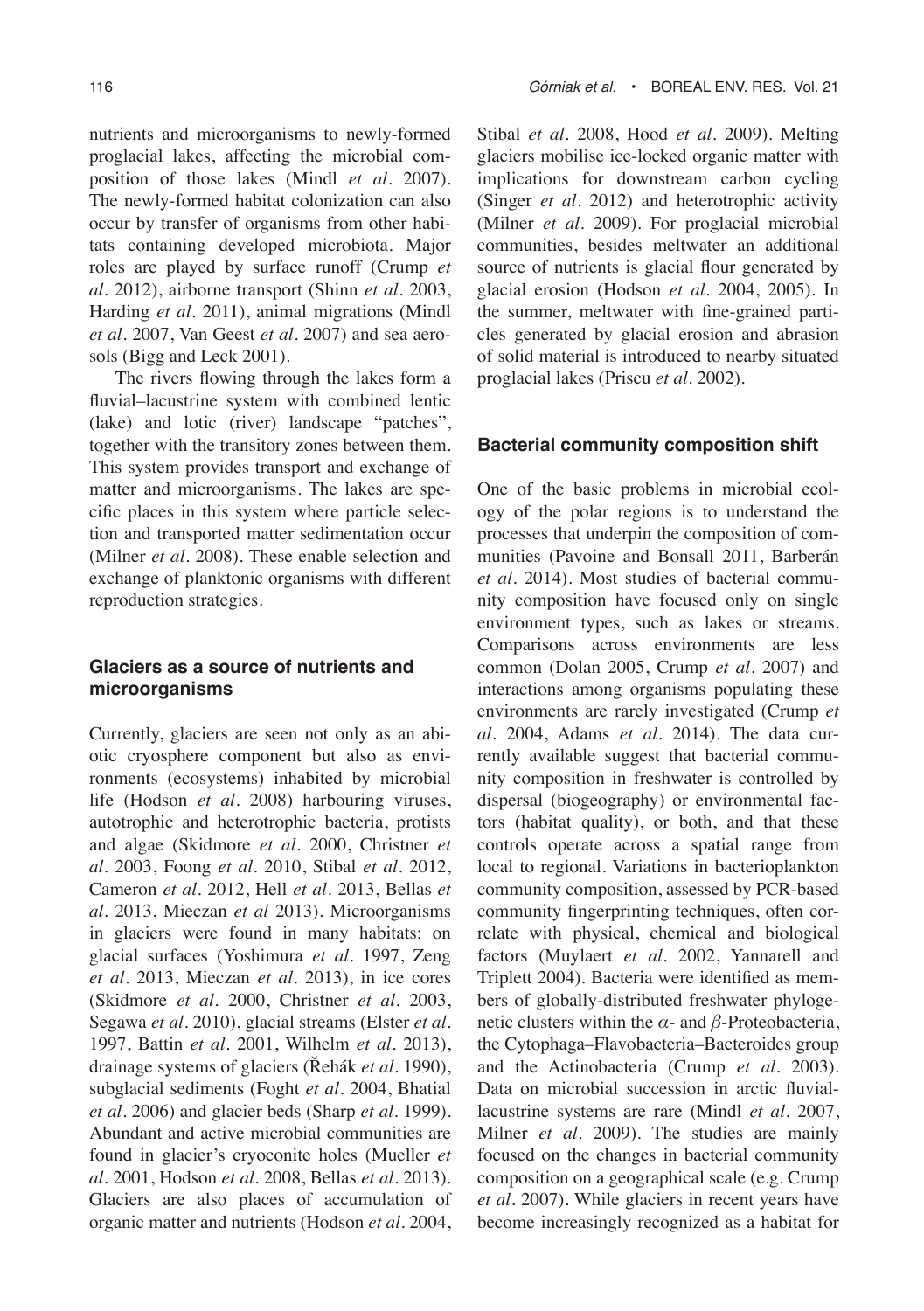nutrients and microorganisms to newly-formed proglacial lakes, affecting the microbial composition of those lakes (Mindl *et al.* 2007). The newly-formed habitat colonization can also occur by transfer of organisms from other habitats containing developed microbiota. Major roles are played by surface runoff (Crump *et al.* 2012), airborne transport (Shinn *et al.* 2003, Harding *et al.* 2011), animal migrations (Mindl *et al.* 2007, Van Geest *et al.* 2007) and sea aerosols (Bigg and Leck 2001).

The rivers flowing through the lakes form a fluvial–lacustrine system with combined lentic (lake) and lotic (river) landscape "patches", together with the transitory zones between them. This system provides transport and exchange of matter and microorganisms. The lakes are specific places in this system where particle selection and transported matter sedimentation occur (Milner *et al.* 2008). These enable selection and exchange of planktonic organisms with different reproduction strategies.

### Glaciers as a source of nutrients and microorganisms

Currently, glaciers are seen not only as an abiotic cryosphere component but also as environments (ecosystems) inhabited by microbial life (Hodson *et al.* 2008) harbouring viruses, autotrophic and heterotrophic bacteria, protists and algae (Skidmore *et al.* 2000, Christner *et al.* 2003, Foong *et al.* 2010, Stibal *et al.* 2012, Cameron *et al.* 2012, Hell *et al.* 2013, Bellas *et al.* 2013, Mieczan *et al* 2013). Microorganisms in glaciers were found in many habitats: on glacial surfaces (Yoshimura *et al.* 1997, Zeng *et al.* 2013, Mieczan *et al.* 2013), in ice cores (Skidmore *et al.* 2000, Christner *et al.* 2003, Segawa *et al.* 2010), glacial streams (Elster *et al.* 1997, Battin *et al.* 2001, Wilhelm *et al.* 2013), drainage systems of glaciers (Řehák *et al.* 1990), subglacial sediments (Foght *et al.* 2004, Bhatial *et al.* 2006) and glacier beds (Sharp *et al.* 1999). Abundant and active microbial communities are found in glacier's cryoconite holes (Mueller *et al.* 2001, Hodson *et al.* 2008, Bellas *et al.* 2013). Glaciers are also places of accumulation of organic matter and nutrients (Hodson *et al.* 2004, Stibal *et al.* 2008, Hood *et al.* 2009). Melting glaciers mobilise ice-locked organic matter with implications for downstream carbon cycling (Singer *et al.* 2012) and heterotrophic activity (Milner *et al.* 2009). For proglacial microbial communities, besides meltwater an additional source of nutrients is glacial flour generated by glacial erosion (Hodson *et al.* 2004, 2005). In the summer, meltwater with fine-grained particles generated by glacial erosion and abrasion of solid material is introduced to nearby situated proglacial lakes (Priscu *et al.* 2002).

### Bacterial community composition shift

One of the basic problems in microbial ecology of the polar regions is to understand the processes that underpin the composition of communities (Pavoine and Bonsall 2011, Barberán *et al.* 2014). Most studies of bacterial community composition have focused only on single environment types, such as lakes or streams. Comparisons across environments are less common (Dolan 2005, Crump *et al.* 2007) and interactions among organisms populating these environments are rarely investigated (Crump *et al.* 2004, Adams *et al.* 2014). The data currently available suggest that bacterial community composition in freshwater is controlled by dispersal (biogeography) or environmental factors (habitat quality), or both, and that these controls operate across a spatial range from local to regional. Variations in bacterioplankton community composition, assessed by PCR-based community fingerprinting techniques, often correlate with physical, chemical and biological factors (Muylaert *et al.* 2002, Yannarell and Triplett 2004). Bacteria were identified as members of globally-distributed freshwater phylogenetic clusters within the $\alpha$- and $\beta$-Proteobacteria, the Cytophaga–Flavobacteria–Bacteroides group and the Actinobacteria (Crump *et al.* 2003). Data on microbial succession in arctic fluvial-lacustrine systems are rare (Mindl *et al.* 2007, Milner *et al.* 2009). The studies are mainly focused on the changes in bacterial community composition on a geographical scale (e.g. Crump *et al.* 2007). While glaciers in recent years have become increasingly recognized as a habitat for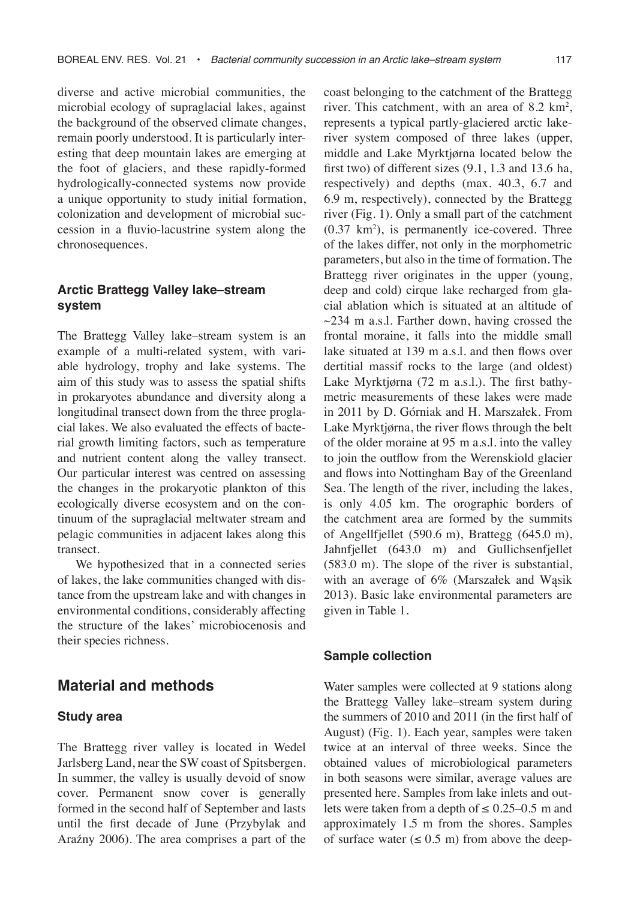diverse and active microbial communities, the microbial ecology of supraglacial lakes, against the background of the observed climate changes, remain poorly understood. It is particularly interesting that deep mountain lakes are emerging at the foot of glaciers, and these rapidly-formed hydrologically-connected systems now provide a unique opportunity to study initial formation, colonization and development of microbial succession in a fluvio-lacustrine system along the chronosequences.

### Arctic Brattegg Valley lake–stream system

The Brattegg Valley lake–stream system is an example of a multi-related system, with variable hydrology, trophy and lake systems. The aim of this study was to assess the spatial shifts in prokaryotes abundance and diversity along a longitudinal transect down from the three proglacial lakes. We also evaluated the effects of bacterial growth limiting factors, such as temperature and nutrient content along the valley transect. Our particular interest was centred on assessing the changes in the prokaryotic plankton of this ecologically diverse ecosystem and on the continuum of the supraglacial meltwater stream and pelagic communities in adjacent lakes along this transect.

We hypothesized that in a connected series of lakes, the lake communities changed with distance from the upstream lake and with changes in environmental conditions, considerably affecting the structure of the lakes' microbiocenosis and their species richness.

## Material and methods

### Study area

The Brattegg river valley is located in Wedel Jarlsberg Land, near the SW coast of Spitsbergen. In summer, the valley is usually devoid of snow cover. Permanent snow cover is generally formed in the second half of September and lasts until the first decade of June (Przybylak and Araźny 2006). The area comprises a part of the coast belonging to the catchment of the Brattegg river. This catchment, with an area of 8.2 km$^2$, represents a typical partly-glaciered arctic lake-river system composed of three lakes (upper, middle and Lake Myrktjørna located below the first two) of different sizes (9.1, 1.3 and 13.6 ha, respectively) and depths (max. 40.3, 6.7 and 6.9 m, respectively), connected by the Brattegg river (Fig. 1). Only a small part of the catchment (0.37 km$^2$), is permanently ice-covered. Three of the lakes differ, not only in the morphometric parameters, but also in the time of formation. The Brattegg river originates in the upper (young, deep and cold) cirque lake recharged from glacial ablation which is situated at an altitude of ~234 m a.s.l. Farther down, having crossed the frontal moraine, it falls into the middle small lake situated at 139 m a.s.l. and then flows over dertitial massif rocks to the large (and oldest) Lake Myrktjørna (72 m a.s.l.). The first bathymetric measurements of these lakes were made in 2011 by D. Górniak and H. Marszałek. From Lake Myrktjørna, the river flows through the belt of the older moraine at 95 m a.s.l. into the valley to join the outflow from the Werenskiold glacier and flows into Nottingham Bay of the Greenland Sea. The length of the river, including the lakes, is only 4.05 km. The orographic borders of the catchment area are formed by the summits of Angellfjellet (590.6 m), Brattegg (645.0 m), Jahnfjellet (643.0 m) and Gullichsenfjellet (583.0 m). The slope of the river is substantial, with an average of 6% (Marszałek and Wąsik 2013). Basic lake environmental parameters are given in Table 1.

### Sample collection

Water samples were collected at 9 stations along the Brattegg Valley lake–stream system during the summers of 2010 and 2011 (in the first half of August) (Fig. 1). Each year, samples were taken twice at an interval of three weeks. Since the obtained values of microbiological parameters in both seasons were similar, average values are presented here. Samples from lake inlets and outlets were taken from a depth of ≤ 0.25–0.5 m and approximately 1.5 m from the shores. Samples of surface water (≤ 0.5 m) from above the deep-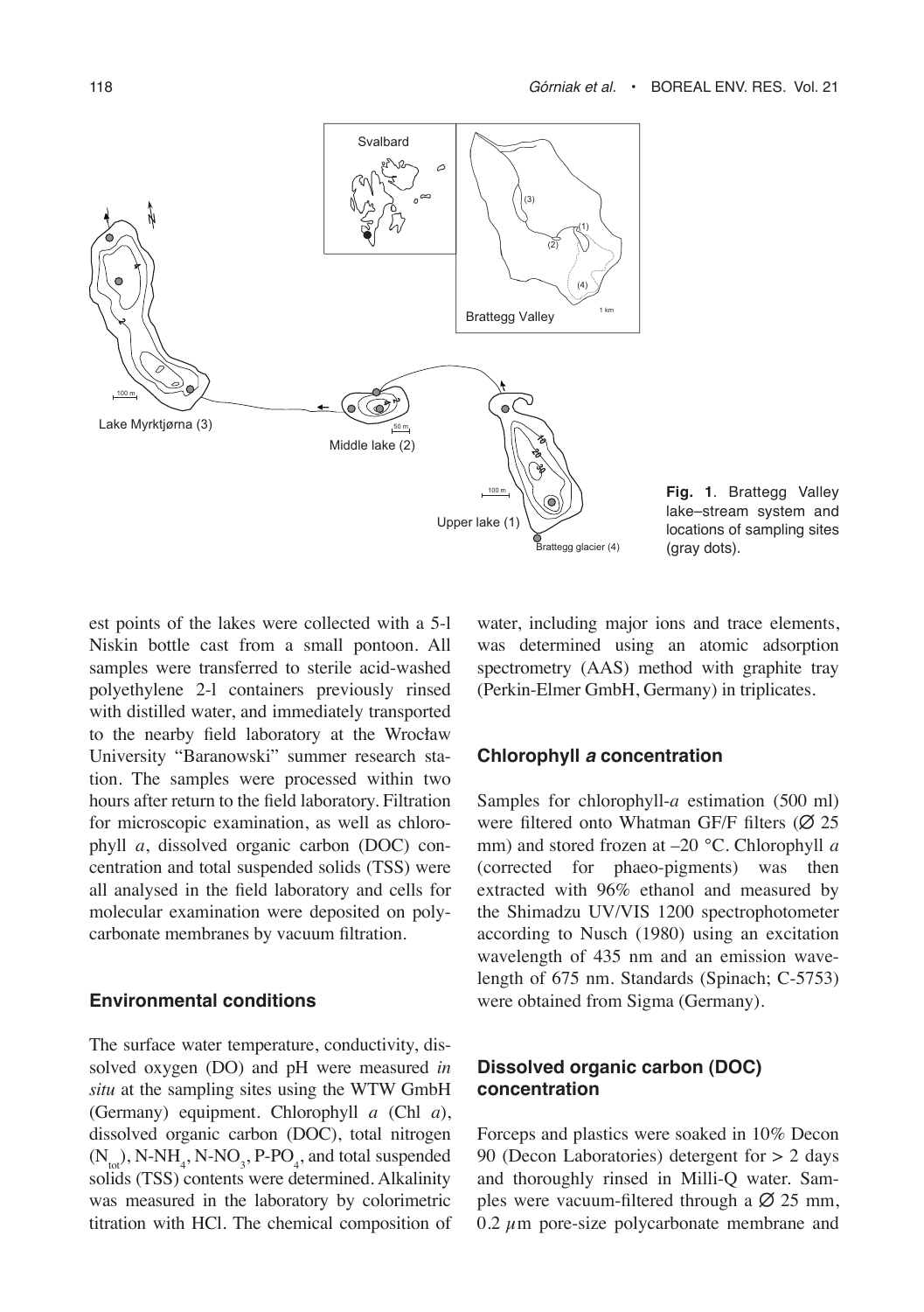Fig. 1. Brattegg Valley lake–stream system and locations of sampling sites (gray dots).

est points of the lakes were collected with a 5-l Niskin bottle cast from a small pontoon. All samples were transferred to sterile acid-washed polyethylene 2-l containers previously rinsed with distilled water, and immediately transported to the nearby field laboratory at the Wrocław University "Baranowski" summer research station. The samples were processed within two hours after return to the field laboratory. Filtration for microscopic examination, as well as chlorophyll *a*, dissolved organic carbon (DOC) concentration and total suspended solids (TSS) were all analysed in the field laboratory and cells for molecular examination were deposited on polycarbonate membranes by vacuum filtration.

### Environmental conditions

The surface water temperature, conductivity, dissolved oxygen (DO) and pH were measured *in situ* at the sampling sites using the WTW GmbH (Germany) equipment. Chlorophyll *a* (Chl *a*), dissolved organic carbon (DOC), total nitrogen ($N_{tot}$), $N$-$NH_4$, $N$-$NO_3$, $P$-$PO_4$, and total suspended solids (TSS) contents were determined. Alkalinity was measured in the laboratory by colorimetric titration with HCl. The chemical composition of water, including major ions and trace elements, was determined using an atomic adsorption spectrometry (AAS) method with graphite tray (Perkin-Elmer GmbH, Germany) in triplicates.

### Chlorophyll *a* concentration

Samples for chlorophyll-*a* estimation (500 ml) were filtered onto Whatman GF/F filters (Ø 25 mm) and stored frozen at –20 °C. Chlorophyll *a* (corrected for phaeo-pigments) was then extracted with 96% ethanol and measured by the Shimadzu UV/VIS 1200 spectrophotometer according to Nusch (1980) using an excitation wavelength of 435 nm and an emission wavelength of 675 nm. Standards (Spinach; C-5753) were obtained from Sigma (Germany).

### Dissolved organic carbon (DOC) concentration

Forceps and plastics were soaked in 10% Decon 90 (Decon Laboratories) detergent for > 2 days and thoroughly rinsed in Milli-Q water. Samples were vacuum-filtered through a Ø 25 mm, 0.2 $\mu$m pore-size polycarbonate membrane and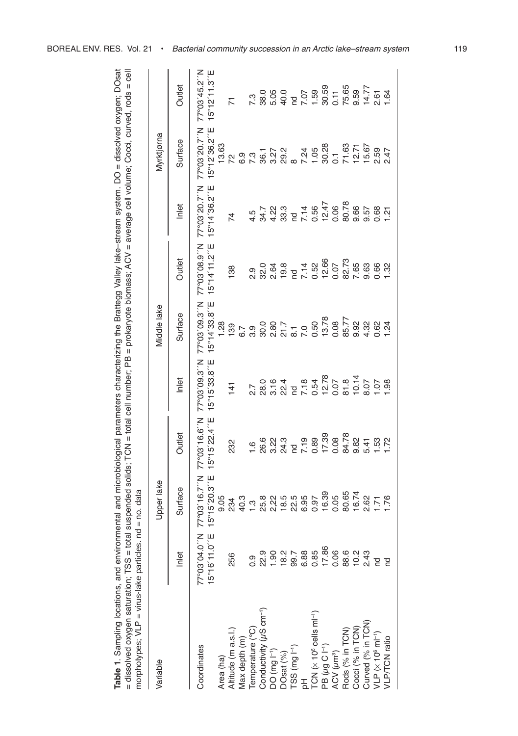**Table 1.** Sampling locations, and environmental and microbiological parameters characterizing the Brattegg Valley lake–stream system. DO = dissolved oxygen; DOsat = dissolved oxygen saturation; TSS = total suspended solids; TCN = total cell number; PB = prokaryote biomass; ACV = average cell volume; Cocci, curved, rods = cell morphotypes; VLP = virus-lake particles. nd = no. data

| Variable | Upper lake | | | Middle lake | | | Myrktjørna | | |
|---|---|---|---|---|---|---|---|---|---|
| | Inlet | Surface | Outlet | Inlet | Surface | Outlet | Inlet | Surface | Outlet |
| Coordinates | 77°03´04.0´´N 15°16´11.0´´E | 77°03´16.7´´N 15°15´20.3´´E | 77°03´16.6´´N 15°15´22.4´´E | 77°03´09.3´´N 15°15´33.8´´E | 77°03´09.3´´N 15°14´33.8´´E | 77°03´08.9´´N 15°14´11.2´´E | 77°03´20.7´´N 15°14´36.2´´E | 77°03´20.7´´N 15°12´36.2´´E | 77°03´45.2´´N 15°12´11.3´´E |
| Area (ha) | | 9.05 | | | 1.28 | | | 13.63 | |
| Altitude (m a.s.l.) | 256 | 234 | 232 | 141 | 139 | 138 | 74 | 72 | 71 |
| Max depth (m) | | 40.3 | | | 6.7 | | | 6.9 | |
| Temperature (°C) | 0.9 | 1.3 | 1.6 | 2.7 | 3.9 | 2.9 | 4.5 | 7.3 | 7.3 |
| Conductivity ($\mu$S cm$^{-1}$) | 22.9 | 25.8 | 26.6 | 28.0 | 30.0 | 32.0 | 34.7 | 36.1 | 38.0 |
| DO (mg l$^{-1}$) | 1.90 | 2.22 | 3.22 | 3.16 | 2.80 | 2.64 | 4.22 | 3.27 | 5.05 |
| DOsat (%) | 18.2 | 18.5 | 24.3 | 22.4 | 21.7 | 19.8 | 33.3 | 29.2 | 40.0 |
| TSS (mg l$^{-1}$) | 99.7 | 22.5 | nd | nd | 8.1 | nd | nd | 8 | nd |
| pH | 6.88 | 6.95 | 7.19 | 7.18 | 7.0 | 7.14 | 7.14 | 7.24 | 7.07 |
| TCN ($\times 10^6$ cells ml$^{-1}$) | 0.85 | 0.97 | 0.89 | 0.54 | 0.50 | 0.52 | 0.56 | 1.05 | 1.59 |
| PB ($\mu$g C l$^{-1}$) | 17.86 | 16.39 | 17.39 | 12.78 | 13.78 | 12.66 | 12.47 | 30.28 | 30.59 |
| ACV ($\mu$m$^3$) | 0.06 | 0.05 | 0.08 | 0.07 | 0.08 | 0.07 | 0.06 | 0.1 | 0.11 |
| Rods (% in TCN) | 88.6 | 80.65 | 84.78 | 81.8 | 85.77 | 82.73 | 80.78 | 71.63 | 75.65 |
| Cocci (% in TCN) | 10.2 | 16.74 | 9.82 | 10.14 | 9.92 | 7.65 | 9.66 | 12.71 | 9.59 |
| Curved (% in TCN) | 2.43 | 2.62 | 5.41 | 8.07 | 4.32 | 9.63 | 9.57 | 15.67 | 14.77 |
| VLP ($\times 10^6$ ml$^{-1}$) | nd | 1.71 | 1.53 | 1.07 | 0.62 | 0.66 | 0.68 | 2.59 | 2.61 |
| VLP/TCN ratio | nd | 1.76 | 1.72 | 1.98 | 1.24 | 1.32 | 1.21 | 2.47 | 1.64 |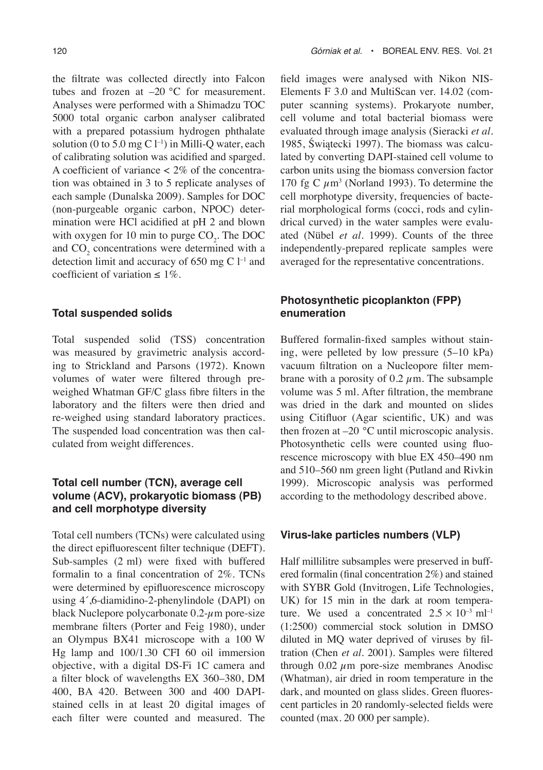the filtrate was collected directly into Falcon tubes and frozen at –20 °C for measurement. Analyses were performed with a Shimadzu TOC 5000 total organic carbon analyser calibrated with a prepared potassium hydrogen phthalate solution (0 to 5.0 mg C $l^{-1}$) in Milli-Q water, each of calibrating solution was acidified and sparged. A coefficient of variance < 2% of the concentration was obtained in 3 to 5 replicate analyses of each sample (Dunalska 2009). Samples for DOC (non-purgeable organic carbon, NPOC) determination were HCl acidified at pH 2 and blown with oxygen for 10 min to purge $CO_2$. The DOC and $CO_2$ concentrations were determined with a detection limit and accuracy of 650 mg C $l^{-1}$ and coefficient of variation ≤ 1%.

### Total suspended solids

Total suspended solid (TSS) concentration was measured by gravimetric analysis according to Strickland and Parsons (1972). Known volumes of water were filtered through pre-weighed Whatman GF/C glass fibre filters in the laboratory and the filters were then dried and re-weighed using standard laboratory practices. The suspended load concentration was then calculated from weight differences.

### Total cell number (TCN), average cell volume (ACV), prokaryotic biomass (PB) and cell morphotype diversity

Total cell numbers (TCNs) were calculated using the direct epifluorescent filter technique (DEFT). Sub-samples (2 ml) were fixed with buffered formalin to a final concentration of 2%. TCNs were determined by epifluorescence microscopy using 4´,6-diamidino-2-phenylindole (DAPI) on black Nuclepore polycarbonate 0.2-$\mu$m pore-size membrane filters (Porter and Feig 1980), under an Olympus BX41 microscope with a 100 W Hg lamp and 100/1.30 CFI 60 oil immersion objective, with a digital DS-Fi 1C camera and a filter block of wavelengths EX 360–380, DM 400, BA 420. Between 300 and 400 DAPI-stained cells in at least 20 digital images of each filter were counted and measured. The field images were analysed with Nikon NIS-Elements F 3.0 and MultiScan ver. 14.02 (computer scanning systems). Prokaryote number, cell volume and total bacterial biomass were evaluated through image analysis (Sieracki *et al.* 1985, Świątecki 1997). The biomass was calculated by converting DAPI-stained cell volume to carbon units using the biomass conversion factor 170 fg C $\mu m^3$ (Norland 1993). To determine the cell morphotype diversity, frequencies of bacterial morphological forms (cocci, rods and cylindrical curved) in the water samples were evaluated (Nübel *et al.* 1999). Counts of the three independently-prepared replicate samples were averaged for the representative concentrations.

### Photosynthetic picoplankton (FPP) enumeration

Buffered formalin-fixed samples without staining, were pelleted by low pressure (5–10 kPa) vacuum filtration on a Nucleopore filter membrane with a porosity of 0.2 $\mu$m. The subsample volume was 5 ml. After filtration, the membrane was dried in the dark and mounted on slides using Citifluor (Agar scientific, UK) and was then frozen at –20 °C until microscopic analysis. Photosynthetic cells were counted using fluorescence microscopy with blue EX 450–490 nm and 510–560 nm green light (Putland and Rivkin 1999). Microscopic analysis was performed according to the methodology described above.

### Virus-lake particles numbers (VLP)

Half millilitre subsamples were preserved in buffered formalin (final concentration 2%) and stained with SYBR Gold (Invitrogen, Life Technologies, UK) for 15 min in the dark at room temperature. We used a concentrated $2.5 \times 10^{-3}$ $ml^{-1}$ (1:2500) commercial stock solution in DMSO diluted in MQ water deprived of viruses by filtration (Chen *et al.* 2001). Samples were filtered through 0.02 $\mu$m pore-size membranes Anodisc (Whatman), air dried in room temperature in the dark, and mounted on glass slides. Green fluorescent particles in 20 randomly-selected fields were counted (max. 20 000 per sample).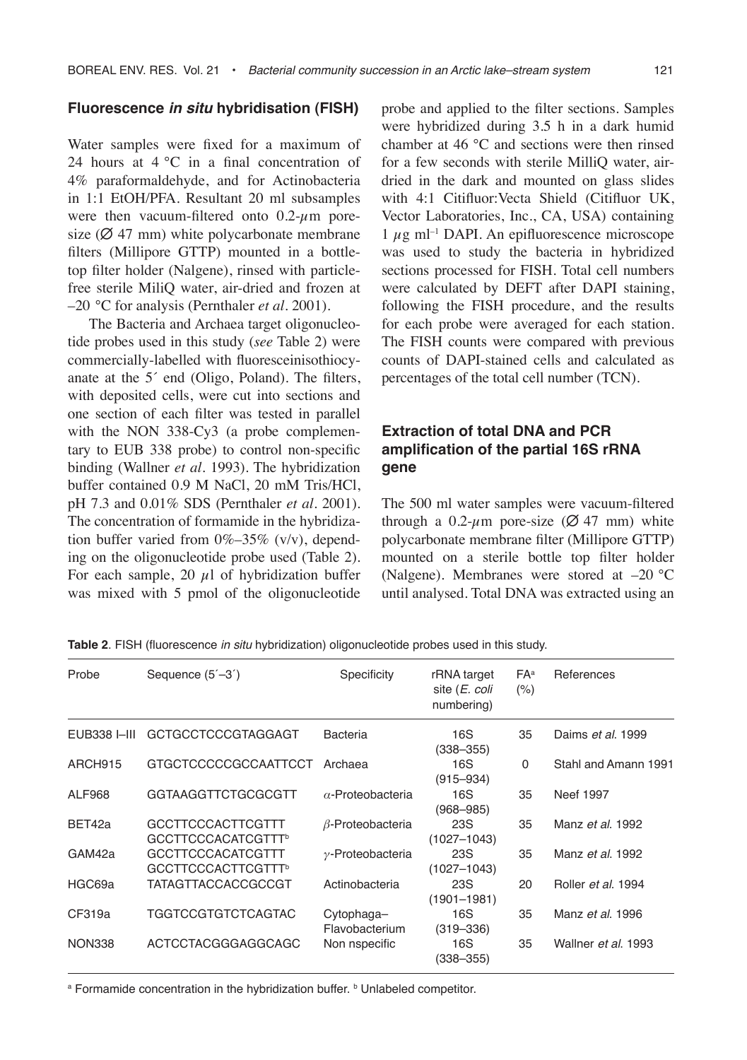### Fluorescence *in situ* hybridisation (FISH)

Water samples were fixed for a maximum of 24 hours at 4 °C in a final concentration of 4% paraformaldehyde, and for Actinobacteria in 1:1 EtOH/PFA. Resultant 20 ml subsamples were then vacuum-filtered onto 0.2-$\mu$m pore-size (Ø 47 mm) white polycarbonate membrane filters (Millipore GTTP) mounted in a bottle-top filter holder (Nalgene), rinsed with particle-free sterile MiliQ water, air-dried and frozen at –20 °C for analysis (Pernthaler *et al*. 2001).

The Bacteria and Archaea target oligonucleotide probes used in this study (*see* Table 2) were commercially-labelled with fluoresceinisothiocyanate at the 5´ end (Oligo, Poland). The filters, with deposited cells, were cut into sections and one section of each filter was tested in parallel with the NON 338-Cy3 (a probe complementary to EUB 338 probe) to control non-specific binding (Wallner *et al*. 1993). The hybridization buffer contained 0.9 M NaCl, 20 mM Tris/HCl, pH 7.3 and 0.01% SDS (Pernthaler *et al*. 2001). The concentration of formamide in the hybridization buffer varied from 0%–35% (v/v), depending on the oligonucleotide probe used (Table 2). For each sample, 20 $\mu$l of hybridization buffer was mixed with 5 pmol of the oligonucleotide probe and applied to the filter sections. Samples were hybridized during 3.5 h in a dark humid chamber at 46 °C and sections were then rinsed for a few seconds with sterile MilliQ water, air-dried in the dark and mounted on glass slides with 4:1 Citifluor:Vecta Shield (Citifluor UK, Vector Laboratories, Inc., CA, USA) containing 1 $\mu$g ml$^{-1}$ DAPI. An epifluorescence microscope was used to study the bacteria in hybridized sections processed for FISH. Total cell numbers were calculated by DEFT after DAPI staining, following the FISH procedure, and the results for each probe were averaged for each station. The FISH counts were compared with previous counts of DAPI-stained cells and calculated as percentages of the total cell number (TCN).

### Extraction of total DNA and PCR amplification of the partial 16S rRNA gene

The 500 ml water samples were vacuum-filtered through a 0.2-$\mu$m pore-size (Ø 47 mm) white polycarbonate membrane filter (Millipore GTTP) mounted on a sterile bottle top filter holder (Nalgene). Membranes were stored at –20 °C until analysed. Total DNA was extracted using an

**Table 2**. FISH (fluorescence *in situ* hybridization) oligonucleotide probes used in this study.

| Probe | Sequence (5´–3´) | Specificity | rRNA target site (*E. coli* numbering) | FA[a] (%) | References |
|---|---|---|---|---|---|
| EUB338 I–III | GCTGCCTCCCGTAGGAGT | Bacteria | 16S (338–355) | 35 | Daims *et al.* 1999 |
| ARCH915 | GTGCTCCCCCGCCAATTCCT | Archaea | 16S (915–934) | 0 | Stahl and Amann 1991 |
| ALF968 | GGTAAGGTTCTGCGCGTT | $\alpha$-Proteobacteria | 16S (968–985) | 35 | Neef 1997 |
| BET42a | GCCTTCCCACTTCGTTT GCCTTCCCACATCGTTT[b] | $\beta$-Proteobacteria | 23S (1027–1043) | 35 | Manz *et al.* 1992 |
| GAM42a | GCCTTCCCACATCGTTT GCCTTCCCACTTCGTTT[b] | $\gamma$-Proteobacteria | 23S (1027–1043) | 35 | Manz *et al.* 1992 |
| HGC69a | TATAGTTACCACCGCCGT | Actinobacteria | 23S (1901–1981) | 20 | Roller *et al.* 1994 |
| CF319a | TGGTCCGTGTCTCAGTAC | Cytophaga–Flavobacterium | 16S (319–336) | 35 | Manz *et al.* 1996 |
| NON338 | ACTCCTACGGGAGGCAGC | Non nspecific | 16S (338–355) | 35 | Wallner *et al.* 1993 |

[a] Formamide concentration in the hybridization buffer. [b] Unlabeled competitor.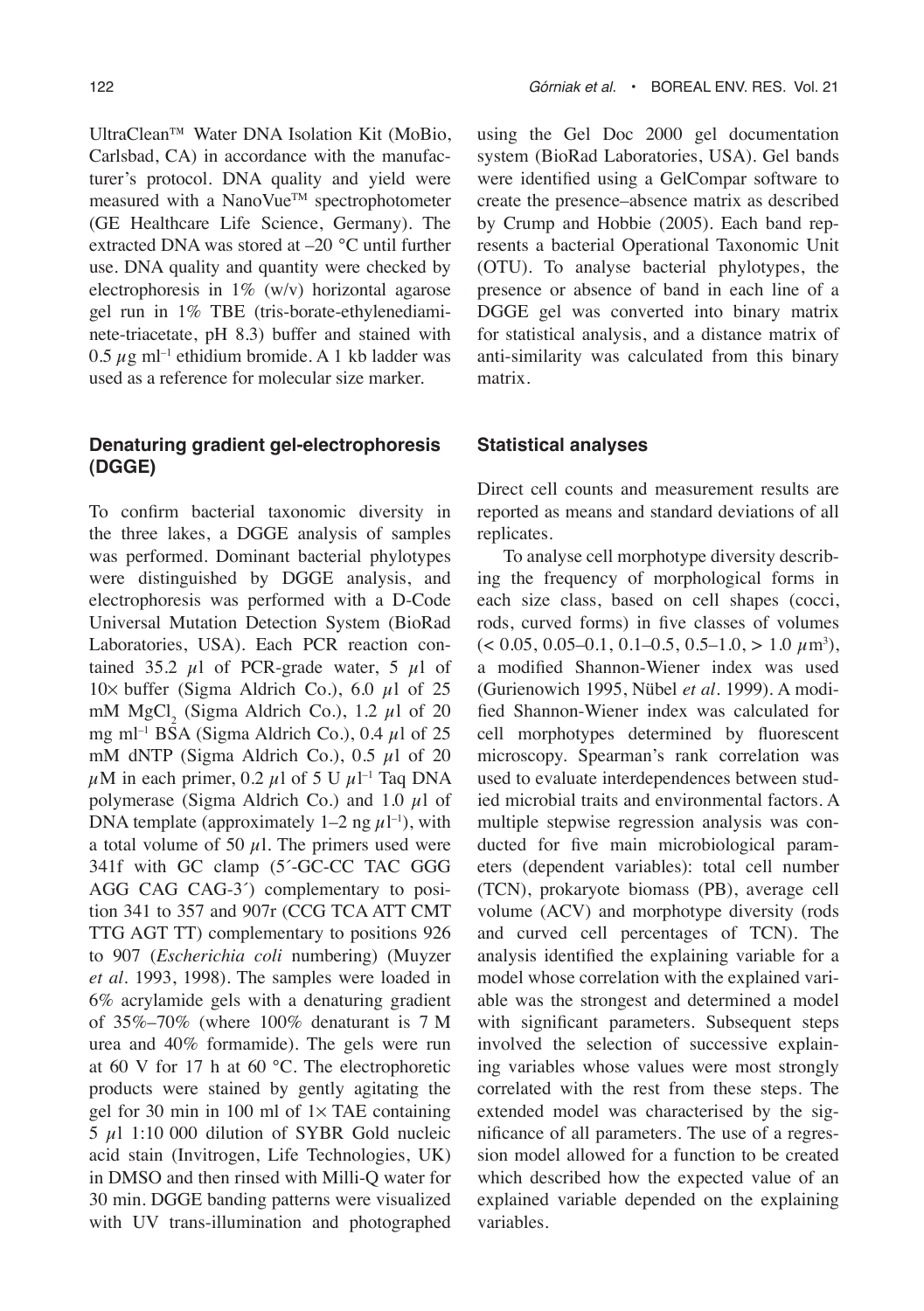UltraClean™ Water DNA Isolation Kit (MoBio, Carlsbad, CA) in accordance with the manufacturer's protocol. DNA quality and yield were measured with a NanoVue™ spectrophotometer (GE Healthcare Life Science, Germany). The extracted DNA was stored at –20 °C until further use. DNA quality and quantity were checked by electrophoresis in 1% (w/v) horizontal agarose gel run in 1% TBE (tris-borate-ethylenediaminete-triacetate, pH 8.3) buffer and stained with 0.5 $\mu$g ml$^{-1}$ ethidium bromide. A 1 kb ladder was used as a reference for molecular size marker.

### Denaturing gradient gel-electrophoresis (DGGE)

To confirm bacterial taxonomic diversity in the three lakes, a DGGE analysis of samples was performed. Dominant bacterial phylotypes were distinguished by DGGE analysis, and electrophoresis was performed with a D-Code Universal Mutation Detection System (BioRad Laboratories, USA). Each PCR reaction contained 35.2 $\mu$l of PCR-grade water, 5 $\mu$l of 10× buffer (Sigma Aldrich Co.), 6.0 $\mu$l of 25 mM $MgCl_2$ (Sigma Aldrich Co.), 1.2 $\mu$l of 20 mg ml$^{-1}$ BSA (Sigma Aldrich Co.), 0.4 $\mu$l of 25 mM dNTP (Sigma Aldrich Co.), 0.5 $\mu$l of 20 $\mu$M in each primer, 0.2 $\mu$l of 5 U $\mu$l$^{-1}$ Taq DNA polymerase (Sigma Aldrich Co.) and 1.0 $\mu$l of DNA template (approximately 1–2 ng $\mu$l$^{-1}$), with a total volume of 50 $\mu$l. The primers used were 341f with GC clamp (5´-GC-CC TAC GGG AGG CAG CAG-3´) complementary to position 341 to 357 and 907r (CCG TCA ATT CMT TTG AGT TT) complementary to positions 926 to 907 (*Escherichia coli* numbering) (Muyzer *et al*. 1993, 1998). The samples were loaded in 6% acrylamide gels with a denaturing gradient of 35%–70% (where 100% denaturant is 7 M urea and 40% formamide). The gels were run at 60 V for 17 h at 60 °C. The electrophoretic products were stained by gently agitating the gel for 30 min in 100 ml of 1× TAE containing 5 $\mu$l 1:10 000 dilution of SYBR Gold nucleic acid stain (Invitrogen, Life Technologies, UK) in DMSO and then rinsed with Milli-Q water for 30 min. DGGE banding patterns were visualized with UV trans-illumination and photographed using the Gel Doc 2000 gel documentation system (BioRad Laboratories, USA). Gel bands were identified using a GelCompar software to create the presence–absence matrix as described by Crump and Hobbie (2005). Each band represents a bacterial Operational Taxonomic Unit (OTU). To analyse bacterial phylotypes, the presence or absence of band in each line of a DGGE gel was converted into binary matrix for statistical analysis, and a distance matrix of anti-similarity was calculated from this binary matrix.

### Statistical analyses

Direct cell counts and measurement results are reported as means and standard deviations of all replicates.

To analyse cell morphotype diversity describing the frequency of morphological forms in each size class, based on cell shapes (cocci, rods, curved forms) in five classes of volumes (< 0.05, 0.05–0.1, 0.1–0.5, 0.5–1.0, > 1.0 $\mu$m$^3$), a modified Shannon-Wiener index was used (Gurienowich 1995, Nübel *et al*. 1999). A modified Shannon-Wiener index was calculated for cell morphotypes determined by fluorescent microscopy. Spearman's rank correlation was used to evaluate interdependences between studied microbial traits and environmental factors. A multiple stepwise regression analysis was conducted for five main microbiological parameters (dependent variables): total cell number (TCN), prokaryote biomass (PB), average cell volume (ACV) and morphotype diversity (rods and curved cell percentages of TCN). The analysis identified the explaining variable for a model whose correlation with the explained variable was the strongest and determined a model with significant parameters. Subsequent steps involved the selection of successive explaining variables whose values were most strongly correlated with the rest from these steps. The extended model was characterised by the significance of all parameters. The use of a regression model allowed for a function to be created which described how the expected value of an explained variable depended on the explaining variables.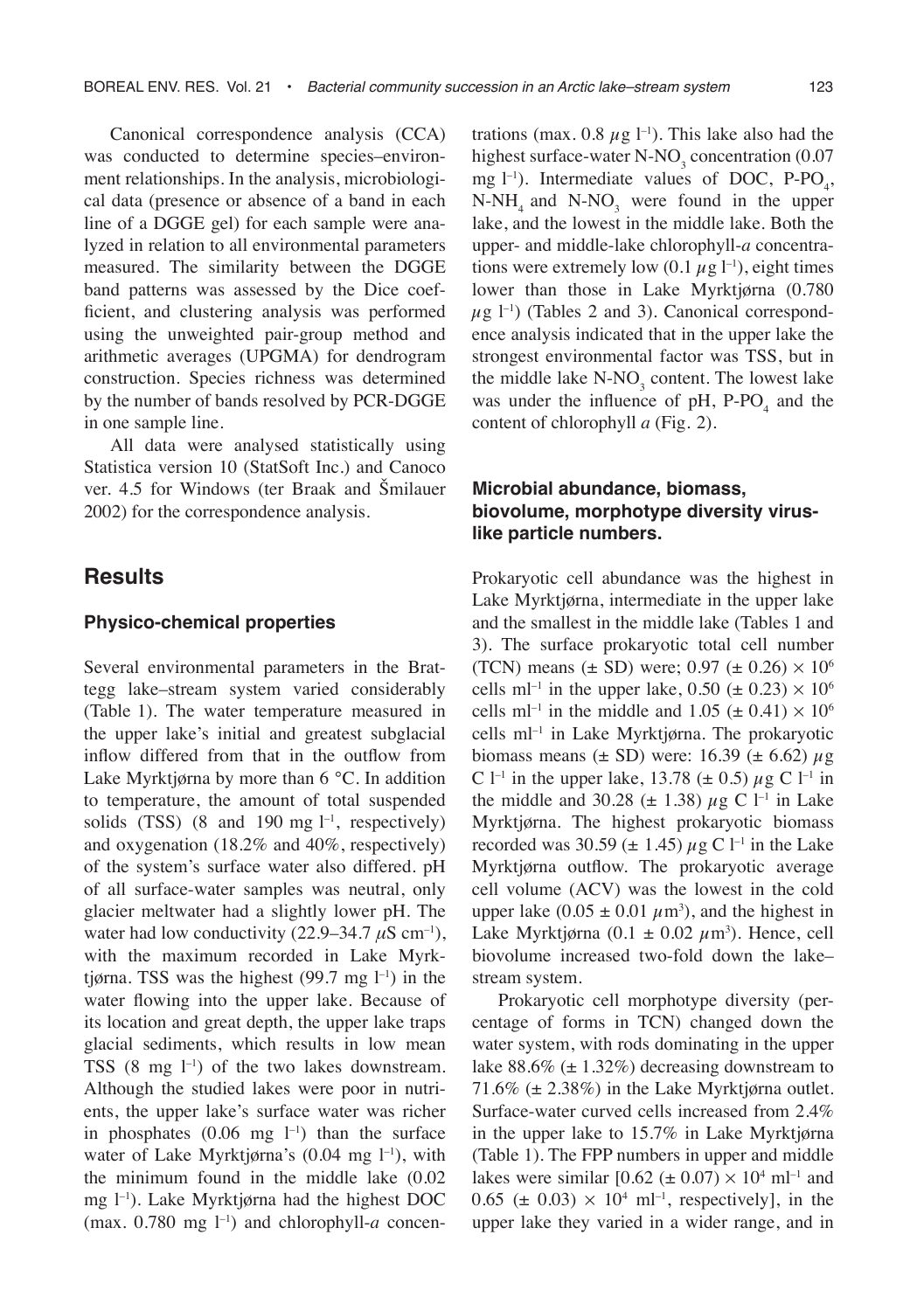Canonical correspondence analysis (CCA) was conducted to determine species–environment relationships. In the analysis, microbiological data (presence or absence of a band in each line of a DGGE gel) for each sample were analyzed in relation to all environmental parameters measured. The similarity between the DGGE band patterns was assessed by the Dice coefficient, and clustering analysis was performed using the unweighted pair-group method and arithmetic averages (UPGMA) for dendrogram construction. Species richness was determined by the number of bands resolved by PCR-DGGE in one sample line.

All data were analysed statistically using Statistica version 10 (StatSoft Inc.) and Canoco ver. 4.5 for Windows (ter Braak and Šmilauer 2002) for the correspondence analysis.

## Results

### Physico-chemical properties

Several environmental parameters in the Brattegg lake–stream system varied considerably (Table 1). The water temperature measured in the upper lake's initial and greatest subglacial inflow differed from that in the outflow from Lake Myrktjørna by more than 6 °C. In addition to temperature, the amount of total suspended solids (TSS) (8 and 190 mg $l^{-1}$, respectively) and oxygenation (18.2% and 40%, respectively) of the system's surface water also differed. pH of all surface-water samples was neutral, only glacier meltwater had a slightly lower pH. The water had low conductivity (22.9–34.7 $\mu$S $cm^{-1}$), with the maximum recorded in Lake Myrktjørna. TSS was the highest (99.7 mg $l^{-1}$) in the water flowing into the upper lake. Because of its location and great depth, the upper lake traps glacial sediments, which results in low mean TSS (8 mg $l^{-1}$) of the two lakes downstream. Although the studied lakes were poor in nutrients, the upper lake's surface water was richer in phosphates (0.06 mg $l^{-1}$) than the surface water of Lake Myrktjørna's (0.04 mg $l^{-1}$), with the minimum found in the middle lake (0.02 mg $l^{-1}$). Lake Myrktjørna had the highest DOC (max. 0.780 mg $l^{-1}$) and chlorophyll-*a* concentrations (max. 0.8 $\mu$g $l^{-1}$). This lake also had the highest surface-water $N\text{-}NO_3$ concentration (0.07 mg $l^{-1}$). Intermediate values of DOC, $P\text{-}PO_4$, $N\text{-}NH_4$ and $N\text{-}NO_3$ were found in the upper lake, and the lowest in the middle lake. Both the upper- and middle-lake chlorophyll-*a* concentrations were extremely low (0.1 $\mu$g $l^{-1}$), eight times lower than those in Lake Myrktjørna (0.780 $\mu$g $l^{-1}$) (Tables 2 and 3). Canonical correspondence analysis indicated that in the upper lake the strongest environmental factor was TSS, but in the middle lake $N\text{-}NO_3$ content. The lowest lake was under the influence of pH, $P\text{-}PO_4$ and the content of chlorophyll *a* (Fig. 2).

### Microbial abundance, biomass, biovolume, morphotype diversity virus-like particle numbers.

Prokaryotic cell abundance was the highest in Lake Myrktjørna, intermediate in the upper lake and the smallest in the middle lake (Tables 1 and 3). The surface prokaryotic total cell number (TCN) means (± SD) were; 0.97 (± 0.26) × $10^6$ cells $ml^{-1}$ in the upper lake, 0.50 (± 0.23) × $10^6$ cells $ml^{-1}$ in the middle and 1.05 (± 0.41) × $10^6$ cells $ml^{-1}$ in Lake Myrktjørna. The prokaryotic biomass means (± SD) were: 16.39 (± 6.62) $\mu$g C $l^{-1}$ in the upper lake, 13.78 (± 0.5) $\mu$g C $l^{-1}$ in the middle and 30.28 (± 1.38) $\mu$g C $l^{-1}$ in Lake Myrktjørna. The highest prokaryotic biomass recorded was 30.59 (± 1.45) $\mu$g C $l^{-1}$ in the Lake Myrktjørna outflow. The prokaryotic average cell volume (ACV) was the lowest in the cold upper lake (0.05 ± 0.01 $\mu m^3$), and the highest in Lake Myrktjørna (0.1 ± 0.02 $\mu m^3$). Hence, cell biovolume increased two-fold down the lake–stream system.

Prokaryotic cell morphotype diversity (percentage of forms in TCN) changed down the water system, with rods dominating in the upper lake 88.6% (± 1.32%) decreasing downstream to 71.6% (± 2.38%) in the Lake Myrktjørna outlet. Surface-water curved cells increased from 2.4% in the upper lake to 15.7% in Lake Myrktjørna (Table 1). The FPP numbers in upper and middle lakes were similar [0.62 (± 0.07) × $10^4$ $ml^{-1}$ and 0.65 (± 0.03) × $10^4$ $ml^{-1}$, respectively], in the upper lake they varied in a wider range, and in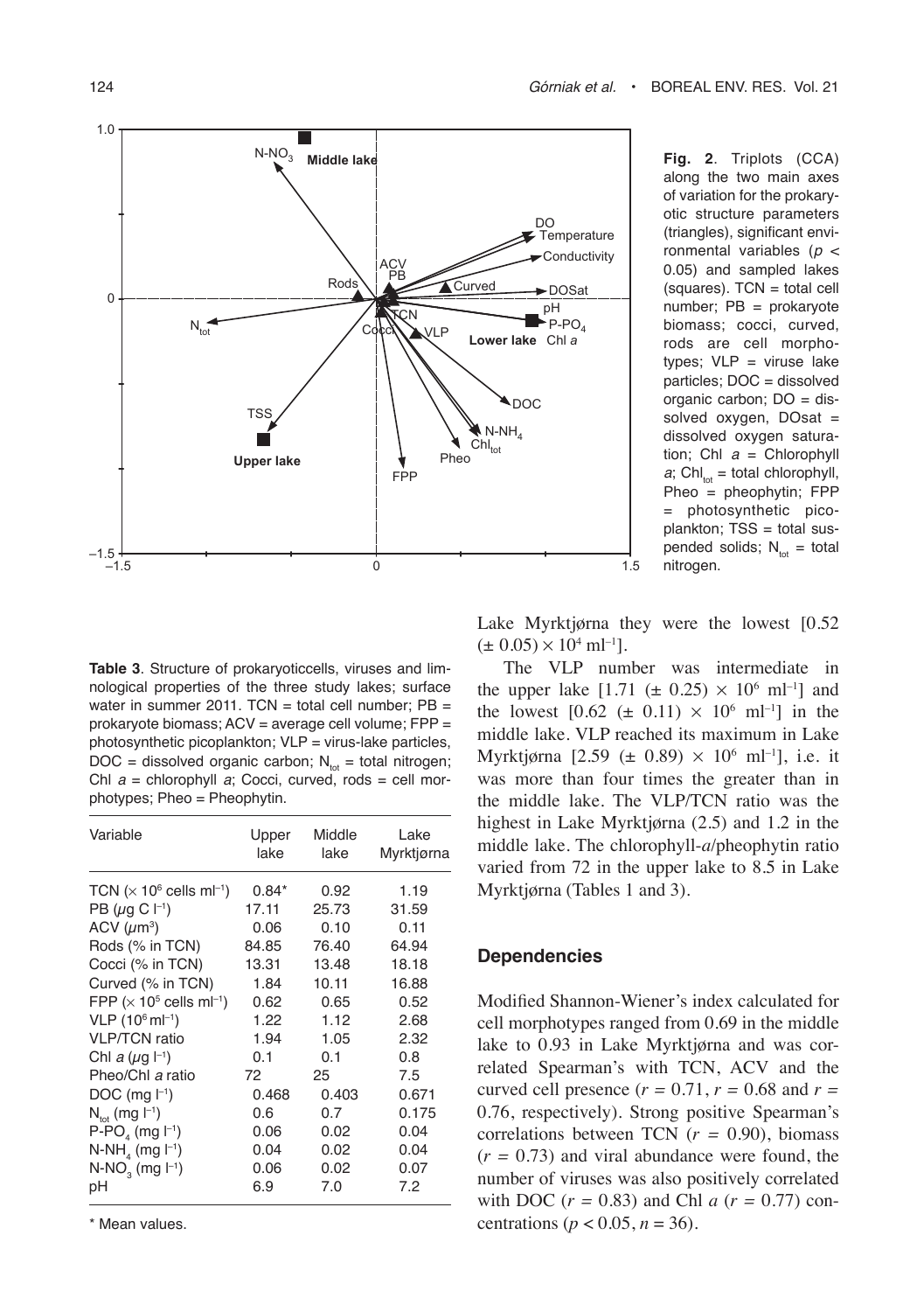**Fig. 2**. Triplots (CCA) along the two main axes of variation for the prokaryotic structure parameters (triangles), significant environmental variables ($p < 0.05$) and sampled lakes (squares). TCN = total cell number; PB = prokaryote biomass; cocci, curved, rods are cell morphotypes; VLP = viruse lake particles; DOC = dissolved organic carbon; DO = dissolved oxygen, DOsat = dissolved oxygen saturation; Chl *a* = Chlorophyll *a*; $Chl_{tot}$ = total chlorophyll, Pheo = pheophytin; FPP = photosynthetic picoplankton; TSS = total suspended solids; $N_{tot}$ = total nitrogen.

**Table 3**. Structure of prokaryoticcells, viruses and limnological properties of the three study lakes; surface water in summer 2011. TCN = total cell number; PB = prokaryote biomass; ACV = average cell volume; FPP = photosynthetic picoplankton; VLP = virus-lake particles, DOC = dissolved organic carbon; $N_{tot}$ = total nitrogen; Chl *a* = chlorophyll *a*; Cocci, curved, rods = cell morphotypes; Pheo = Pheophytin.

| Variable | Upper lake | Middle lake | Lake Myrktjørna |
|---|---|---|---|
| TCN ($\times 10^6$ cells ml$^{-1}$) | 0.84* | 0.92 | 1.19 |
| PB ($\mu$g C l$^{-1}$) | 17.11 | 25.73 | 31.59 |
| ACV ($\mu$m$^3$) | 0.06 | 0.10 | 0.11 |
| Rods (% in TCN) | 84.85 | 76.40 | 64.94 |
| Cocci (% in TCN) | 13.31 | 13.48 | 18.18 |
| Curved (% in TCN) | 1.84 | 10.11 | 16.88 |
| FPP ($\times 10^5$ cells ml$^{-1}$) | 0.62 | 0.65 | 0.52 |
| VLP ($10^6$ ml$^{-1}$) | 1.22 | 1.12 | 2.68 |
| VLP/TCN ratio | 1.94 | 1.05 | 2.32 |
| Chl *a* ($\mu$g l$^{-1}$) | 0.1 | 0.1 | 0.8 |
| Pheo/Chl *a* ratio | 72 | 25 | 7.5 |
| DOC (mg l$^{-1}$) | 0.468 | 0.403 | 0.671 |
| $N_{tot}$ (mg l$^{-1}$) | 0.6 | 0.7 | 0.175 |
| $P\text{-}PO_4$ (mg l$^{-1}$) | 0.06 | 0.02 | 0.04 |
| $N\text{-}NH_4$ (mg l$^{-1}$) | 0.04 | 0.02 | 0.04 |
| $N\text{-}NO_3$ (mg l$^{-1}$) | 0.06 | 0.02 | 0.07 |
| pH | 6.9 | 7.0 | 7.2 |

\* Mean values.

Lake Myrktjørna they were the lowest [0.52 ($\pm$ 0.05) $\times$ $10^4$ ml$^{-1}$].

The VLP number was intermediate in the upper lake [1.71 ($\pm$ 0.25) $\times$ $10^6$ ml$^{-1}$] and the lowest [0.62 ($\pm$ 0.11) $\times$ $10^6$ ml$^{-1}$] in the middle lake. VLP reached its maximum in Lake Myrktjørna [2.59 ($\pm$ 0.89) $\times$ $10^6$ ml$^{-1}$], i.e. it was more than four times the greater than in the middle lake. The VLP/TCN ratio was the highest in Lake Myrktjørna (2.5) and 1.2 in the middle lake. The chlorophyll-*a*/pheophytin ratio varied from 72 in the upper lake to 8.5 in Lake Myrktjørna (Tables 1 and 3).

## Dependencies

Modified Shannon-Wiener's index calculated for cell morphotypes ranged from 0.69 in the middle lake to 0.93 in Lake Myrktjørna and was correlated Spearman's with TCN, ACV and the curved cell presence ($r = 0.71$, $r = 0.68$ and $r = 0.76$, respectively). Strong positive Spearman's correlations between TCN ($r = 0.90$), biomass ($r = 0.73$) and viral abundance were found, the number of viruses was also positively correlated with DOC ($r = 0.83$) and Chl *a* ($r = 0.77$) concentrations ($p < 0.05$, $n = 36$).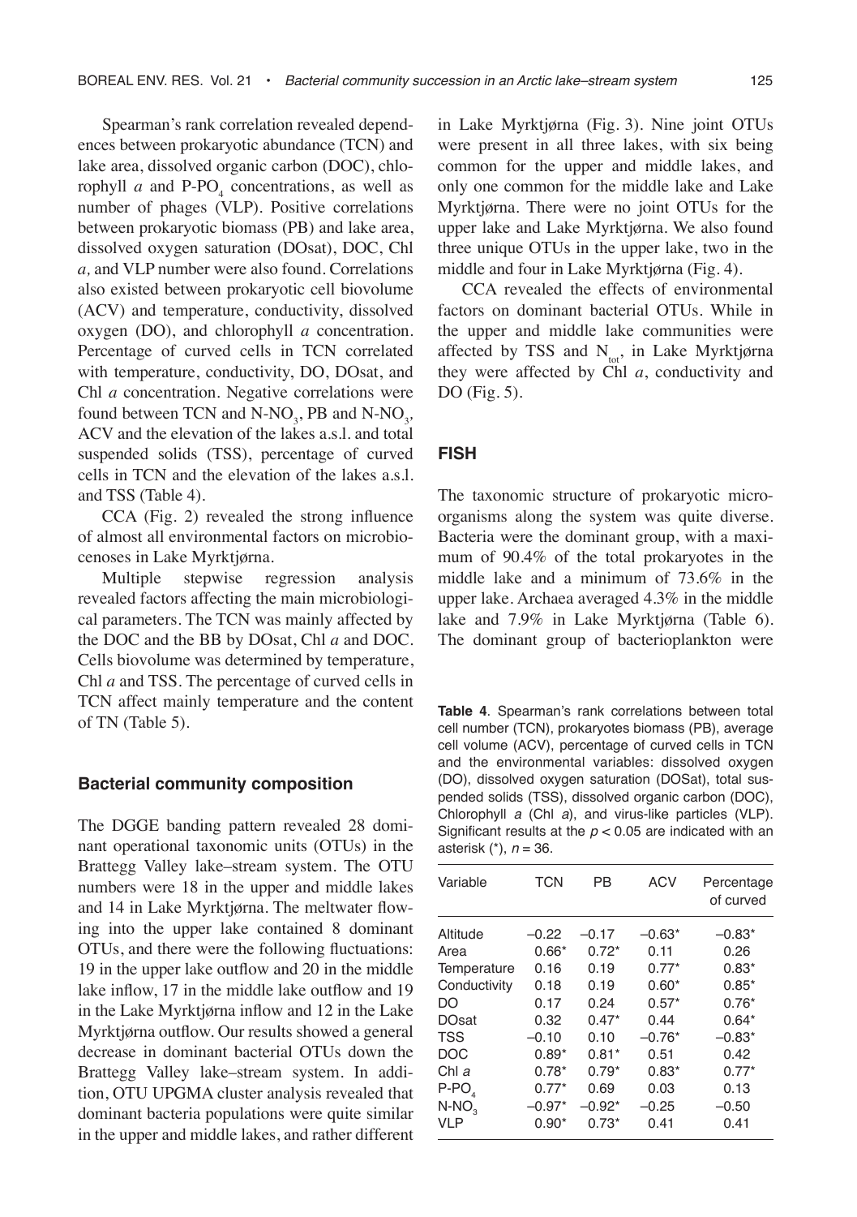Spearman's rank correlation revealed dependences between prokaryotic abundance (TCN) and lake area, dissolved organic carbon (DOC), chlorophyll *a* and $P\text{-}PO_4$ concentrations, as well as number of phages (VLP). Positive correlations between prokaryotic biomass (PB) and lake area, dissolved oxygen saturation (DOsat), DOC, Chl *a,* and VLP number were also found. Correlations also existed between prokaryotic cell biovolume (ACV) and temperature, conductivity, dissolved oxygen (DO), and chlorophyll *a* concentration. Percentage of curved cells in TCN correlated with temperature, conductivity, DO, DOsat, and Chl *a* concentration. Negative correlations were found between TCN and $N\text{-}NO_3$, PB and $N\text{-}NO_3$, ACV and the elevation of the lakes a.s.l. and total suspended solids (TSS), percentage of curved cells in TCN and the elevation of the lakes a.s.l. and TSS (Table 4).

CCA (Fig. 2) revealed the strong influence of almost all environmental factors on microbiocenoses in Lake Myrktjørna.

Multiple stepwise regression analysis revealed factors affecting the main microbiological parameters. The TCN was mainly affected by the DOC and the BB by DOsat, Chl *a* and DOC. Cells biovolume was determined by temperature, Chl *a* and TSS. The percentage of curved cells in TCN affect mainly temperature and the content of TN (Table 5).

### Bacterial community composition

The DGGE banding pattern revealed 28 dominant operational taxonomic units (OTUs) in the Brattegg Valley lake–stream system. The OTU numbers were 18 in the upper and middle lakes and 14 in Lake Myrktjørna. The meltwater flowing into the upper lake contained 8 dominant OTUs, and there were the following fluctuations: 19 in the upper lake outflow and 20 in the middle lake inflow, 17 in the middle lake outflow and 19 in the Lake Myrktjørna inflow and 12 in the Lake Myrktjørna outflow. Our results showed a general decrease in dominant bacterial OTUs down the Brattegg Valley lake–stream system. In addition, OTU UPGMA cluster analysis revealed that dominant bacteria populations were quite similar in the upper and middle lakes, and rather different in Lake Myrktjørna (Fig. 3). Nine joint OTUs were present in all three lakes, with six being common for the upper and middle lakes, and only one common for the middle lake and Lake Myrktjørna. There were no joint OTUs for the upper lake and Lake Myrktjørna. We also found three unique OTUs in the upper lake, two in the middle and four in Lake Myrktjørna (Fig. 4).

CCA revealed the effects of environmental factors on dominant bacterial OTUs. While in the upper and middle lake communities were affected by TSS and $N_{tot}$, in Lake Myrktjørna they were affected by Chl *a*, conductivity and DO (Fig. 5).

### FISH

The taxonomic structure of prokaryotic microorganisms along the system was quite diverse. Bacteria were the dominant group, with a maximum of 90.4% of the total prokaryotes in the middle lake and a minimum of 73.6% in the upper lake. Archaea averaged 4.3% in the middle lake and 7.9% in Lake Myrktjørna (Table 6). The dominant group of bacterioplankton were

**Table 4**. Spearman's rank correlations between total cell number (TCN), prokaryotes biomass (PB), average cell volume (ACV), percentage of curved cells in TCN and the environmental variables: dissolved oxygen (DO), dissolved oxygen saturation (DOSat), total suspended solids (TSS), dissolved organic carbon (DOC), Chlorophyll *a* (Chl *a*), and virus-like particles (VLP). Significant results at the $p < 0.05$ are indicated with an asterisk (*), $n = 36$.

| Variable | TCN | PB | ACV | Percentage of curved |
|---|---|---|---|---|
| Altitude | –0.22 | –0.17 | –0.63* | –0.83* |
| Area | 0.66* | 0.72* | 0.11 | 0.26 |
| Temperature | 0.16 | 0.19 | 0.77* | 0.83* |
| Conductivity | 0.18 | 0.19 | 0.60* | 0.85* |
| DO | 0.17 | 0.24 | 0.57* | 0.76* |
| DOsat | 0.32 | 0.47* | 0.44 | 0.64* |
| TSS | –0.10 | 0.10 | –0.76* | –0.83* |
| DOC | 0.89* | 0.81* | 0.51 | 0.42 |
| Chl *a* | 0.78* | 0.79* | 0.83* | 0.77* |
| $P\text{-}PO_4$ | 0.77* | 0.69 | 0.03 | 0.13 |
| $N\text{-}NO_3$ | –0.97* | –0.92* | –0.25 | –0.50 |
| VLP | 0.90* | 0.73* | 0.41 | 0.41 |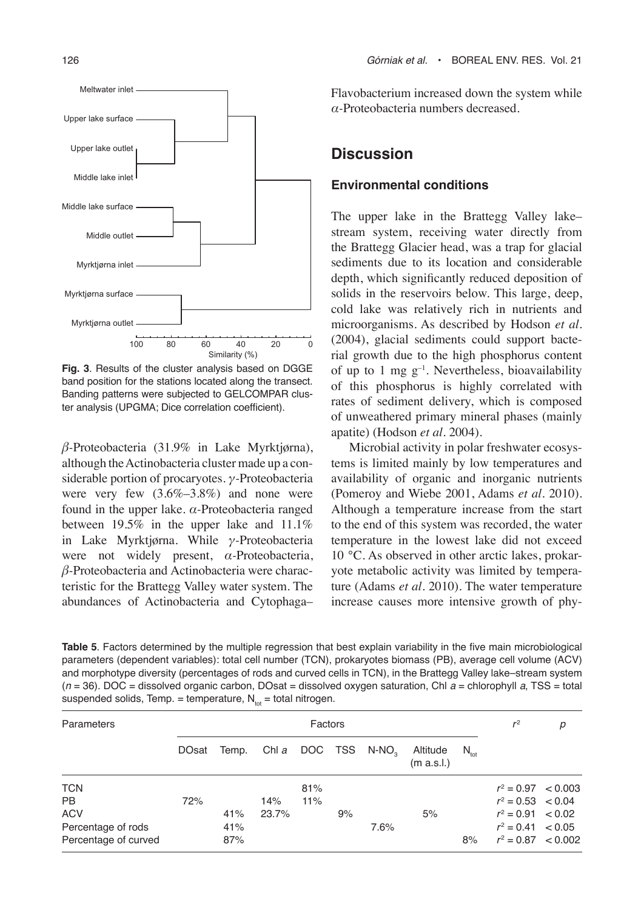Fig. 3. Results of the cluster analysis based on DGGE band position for the stations located along the transect. Banding patterns were subjected to GELCOMPAR cluster analysis (UPGMA; Dice correlation coefficient).

$\beta$-Proteobacteria (31.9% in Lake Myrktjørna), although the Actinobacteria cluster made up a considerable portion of procaryotes. $\gamma$-Proteobacteria were very few (3.6%–3.8%) and none were found in the upper lake. $\alpha$-Proteobacteria ranged between 19.5% in the upper lake and 11.1% in Lake Myrktjørna. While $\gamma$-Proteobacteria were not widely present, $\alpha$-Proteobacteria, $\beta$-Proteobacteria and Actinobacteria were characteristic for the Brattegg Valley water system. The abundances of Actinobacteria and Cytophaga–Flavobacterium increased down the system while $\alpha$-Proteobacteria numbers decreased.

## Discussion

### Environmental conditions

The upper lake in the Brattegg Valley lake–stream system, receiving water directly from the Brattegg Glacier head, was a trap for glacial sediments due to its location and considerable depth, which significantly reduced deposition of solids in the reservoirs below. This large, deep, cold lake was relatively rich in nutrients and microorganisms. As described by Hodson *et al.* (2004), glacial sediments could support bacterial growth due to the high phosphorus content of up to 1 mg $g^{-1}$. Nevertheless, bioavailability of this phosphorus is highly correlated with rates of sediment delivery, which is composed of unweathered primary mineral phases (mainly apatite) (Hodson *et al.* 2004).

Microbial activity in polar freshwater ecosystems is limited mainly by low temperatures and availability of organic and inorganic nutrients (Pomeroy and Wiebe 2001, Adams *et al.* 2010). Although a temperature increase from the start to the end of this system was recorded, the water temperature in the lowest lake did not exceed 10 °C. As observed in other arctic lakes, prokaryote metabolic activity was limited by temperature (Adams *et al.* 2010). The water temperature increase causes more intensive growth of phy-

**Table 5**. Factors determined by the multiple regression that best explain variability in the five main microbiological parameters (dependent variables): total cell number (TCN), prokaryotes biomass (PB), average cell volume (ACV) and morphotype diversity (percentages of rods and curved cells in TCN), in the Brattegg Valley lake–stream system ($n$ = 36). DOC = dissolved organic carbon, DOsat = dissolved oxygen saturation, Chl *a* = chlorophyll *a*, TSS = total suspended solids, Temp. = temperature, $N_{tot}$ = total nitrogen.

| Parameters | Factors | | | | | | | | $r^2$ | $p$ |
|---|---|---|---|---|---|---|---|---|---|---|
| | DOsat | Temp. | Chl *a* | DOC | TSS | $N$-$NO_3$ | Altitude (m a.s.l.) | $N_{tot}$ | | |
| TCN | | | | 81% | | | | | $r^2 = 0.97$ | $< 0.003$ |
| PB | 72% | | 14% | 11% | | | | | $r^2 = 0.53$ | $< 0.04$ |
| ACV | | 41% | 23.7% | | 9% | | 5% | | $r^2 = 0.91$ | $< 0.02$ |
| Percentage of rods | | 41% | | | | 7.6% | | | $r^2 = 0.41$ | $< 0.05$ |
| Percentage of curved | | 87% | | | | | | 8% | $r^2 = 0.87$ | $< 0.002$ |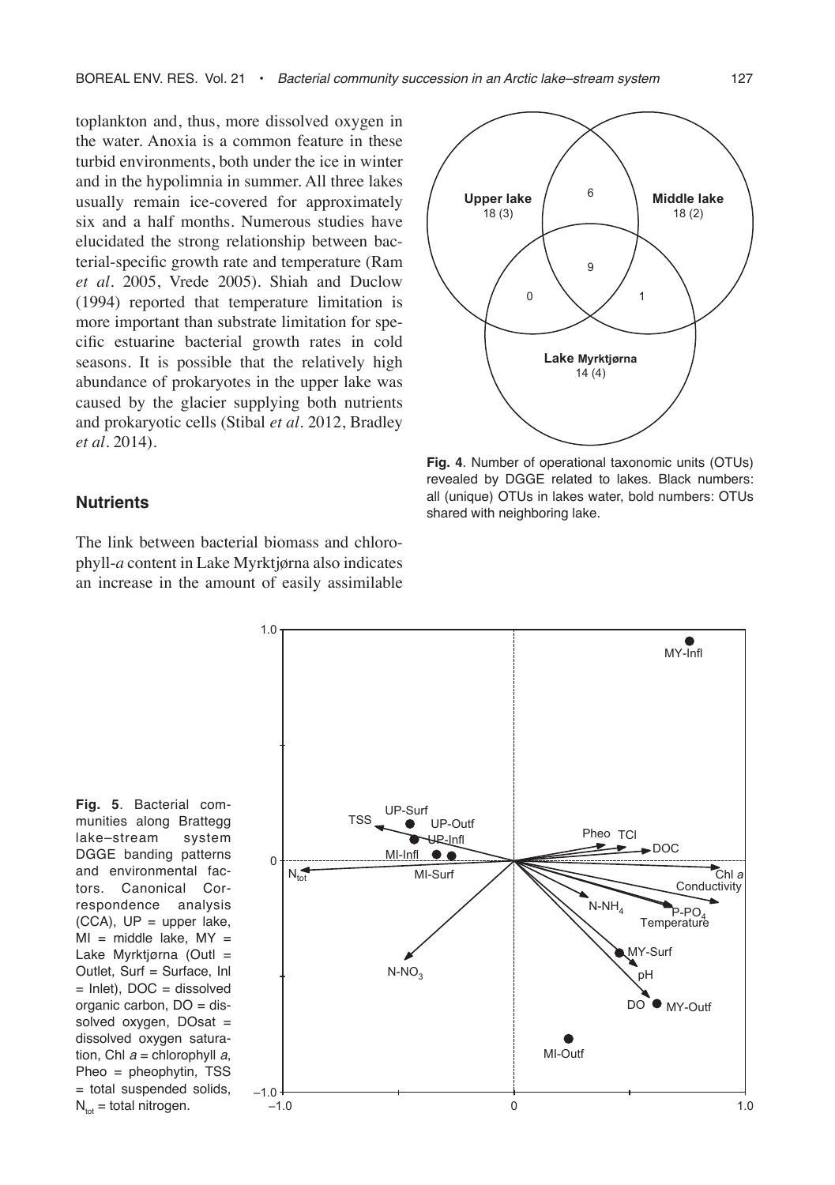toplankton and, thus, more dissolved oxygen in the water. Anoxia is a common feature in these turbid environments, both under the ice in winter and in the hypolimnia in summer. All three lakes usually remain ice-covered for approximately six and a half months. Numerous studies have elucidated the strong relationship between bacterial-specific growth rate and temperature (Ram *et al*. 2005, Vrede 2005). Shiah and Duclow (1994) reported that temperature limitation is more important than substrate limitation for specific estuarine bacterial growth rates in cold seasons. It is possible that the relatively high abundance of prokaryotes in the upper lake was caused by the glacier supplying both nutrients and prokaryotic cells (Stibal *et al*. 2012, Bradley *et al*. 2014).

## Nutrients

The link between bacterial biomass and chlorophyll-*a* content in Lake Myrktjørna also indicates an increase in the amount of easily assimilable

**Fig. 4**. Number of operational taxonomic units (OTUs) revealed by DGGE related to lakes. Black numbers: all (unique) OTUs in lakes water, bold numbers: OTUs shared with neighboring lake.

**Fig. 5**. Bacterial communities along Brattegg lake–stream system DGGE banding patterns and environmental factors. Canonical Correspondence analysis (CCA), UP = upper lake, MI = middle lake, MY = Lake Myrktjørna (Outl = Outlet, Surf = Surface, Inl = Inlet), DOC = dissolved organic carbon, DO = dissolved oxygen, DOsat = dissolved oxygen saturation, Chl *a* = chlorophyll *a*, Pheo = pheophytin, TSS = total suspended solids, $N_{tot}$ = total nitrogen.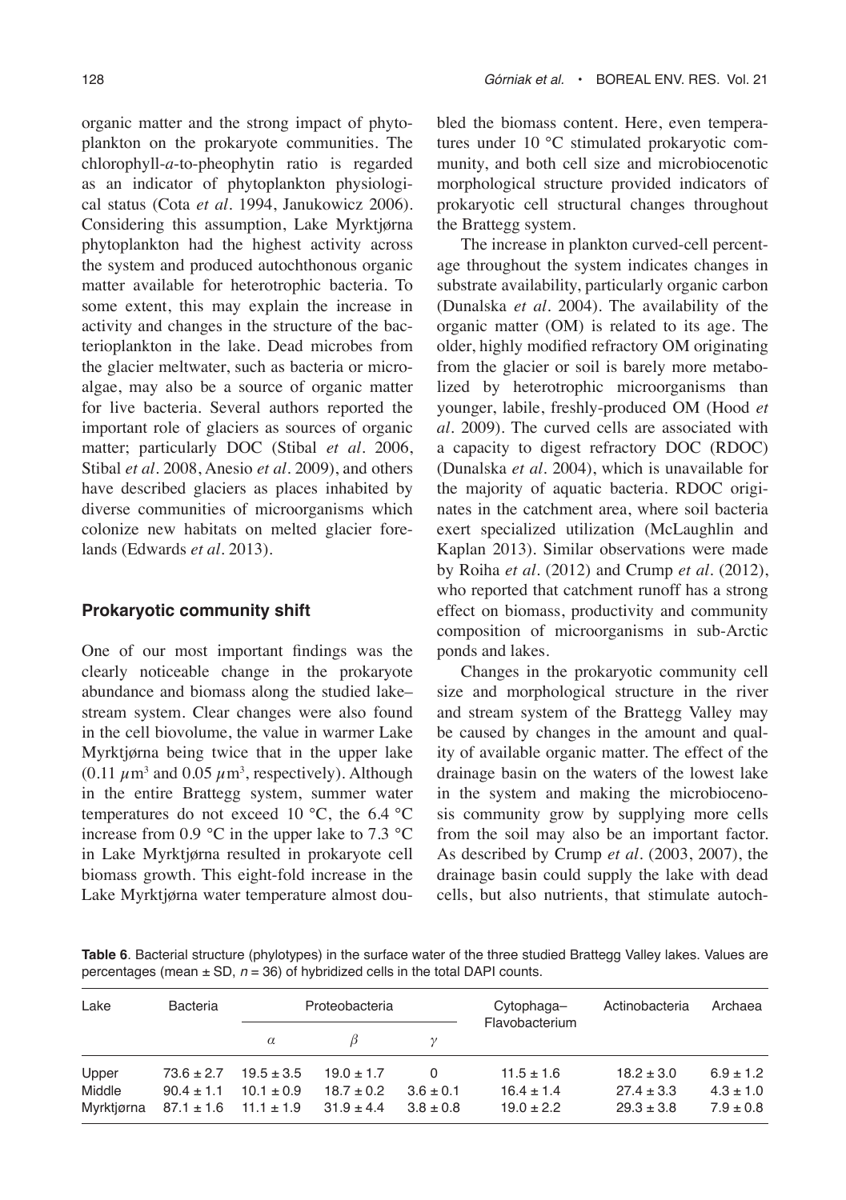organic matter and the strong impact of phytoplankton on the prokaryote communities. The chlorophyll-*a*-to-pheophytin ratio is regarded as an indicator of phytoplankton physiological status (Cota *et al.* 1994, Janukowicz 2006). Considering this assumption, Lake Myrktjørna phytoplankton had the highest activity across the system and produced autochthonous organic matter available for heterotrophic bacteria. To some extent, this may explain the increase in activity and changes in the structure of the bacterioplankton in the lake. Dead microbes from the glacier meltwater, such as bacteria or microalgae, may also be a source of organic matter for live bacteria. Several authors reported the important role of glaciers as sources of organic matter; particularly DOC (Stibal *et al.* 2006, Stibal *et al.* 2008, Anesio *et al.* 2009), and others have described glaciers as places inhabited by diverse communities of microorganisms which colonize new habitats on melted glacier forelands (Edwards *et al.* 2013).

### Prokaryotic community shift

One of our most important findings was the clearly noticeable change in the prokaryote abundance and biomass along the studied lake–stream system. Clear changes were also found in the cell biovolume, the value in warmer Lake Myrktjørna being twice that in the upper lake (0.11 $\mu m^3$ and 0.05 $\mu m^3$, respectively). Although in the entire Brattegg system, summer water temperatures do not exceed 10 °C, the 6.4 °C increase from 0.9 °C in the upper lake to 7.3 °C in Lake Myrktjørna resulted in prokaryote cell biomass growth. This eight-fold increase in the Lake Myrktjørna water temperature almost doubled the biomass content. Here, even temperatures under 10 °C stimulated prokaryotic community, and both cell size and microbiocenotic morphological structure provided indicators of prokaryotic cell structural changes throughout the Brattegg system.

The increase in plankton curved-cell percentage throughout the system indicates changes in substrate availability, particularly organic carbon (Dunalska *et al.* 2004). The availability of the organic matter (OM) is related to its age. The older, highly modified refractory OM originating from the glacier or soil is barely more metabolized by heterotrophic microorganisms than younger, labile, freshly-produced OM (Hood *et al.* 2009). The curved cells are associated with a capacity to digest refractory DOC (RDOC) (Dunalska *et al.* 2004), which is unavailable for the majority of aquatic bacteria. RDOC originates in the catchment area, where soil bacteria exert specialized utilization (McLaughlin and Kaplan 2013). Similar observations were made by Roiha *et al.* (2012) and Crump *et al.* (2012), who reported that catchment runoff has a strong effect on biomass, productivity and community composition of microorganisms in sub-Arctic ponds and lakes.

Changes in the prokaryotic community cell size and morphological structure in the river and stream system of the Brattegg Valley may be caused by changes in the amount and quality of available organic matter. The effect of the drainage basin on the waters of the lowest lake in the system and making the microbiocenosis community grow by supplying more cells from the soil may also be an important factor. As described by Crump *et al.* (2003, 2007), the drainage basin could supply the lake with dead cells, but also nutrients, that stimulate autoch-

**Table 6**. Bacterial structure (phylotypes) in the surface water of the three studied Brattegg Valley lakes. Values are percentages (mean ± SD, $n = 36$) of hybridized cells in the total DAPI counts.

| Lake | Bacteria | Proteobacteria | | | Cytophaga–Flavobacterium | Actinobacteria | Archaea |
|---|---|---|---|---|---|---|---|
| | | $\alpha$ | $\beta$ | $\gamma$ | | | |
| Upper | 73.6 ± 2.7 | 19.5 ± 3.5 | 19.0 ± 1.7 | 0 | 11.5 ± 1.6 | 18.2 ± 3.0 | 6.9 ± 1.2 |
| Middle | 90.4 ± 1.1 | 10.1 ± 0.9 | 18.7 ± 0.2 | 3.6 ± 0.1 | 16.4 ± 1.4 | 27.4 ± 3.3 | 4.3 ± 1.0 |
| Myrktjørna | 87.1 ± 1.6 | 11.1 ± 1.9 | 31.9 ± 4.4 | 3.8 ± 0.8 | 19.0 ± 2.2 | 29.3 ± 3.8 | 7.9 ± 0.8 |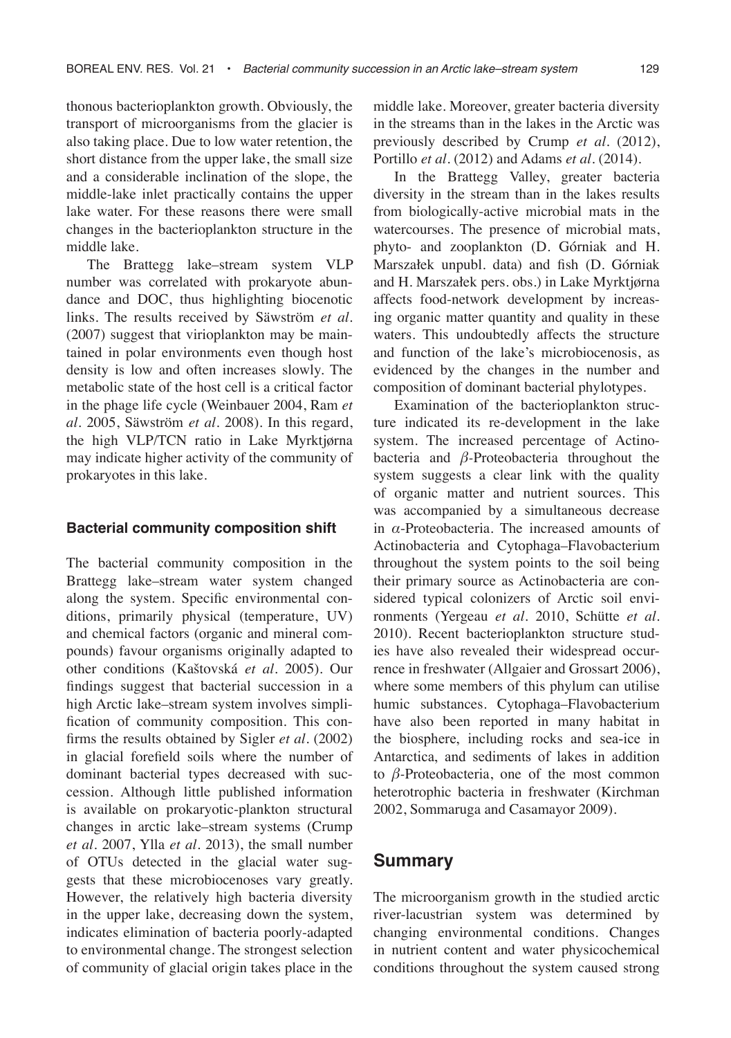thonous bacterioplankton growth. Obviously, the transport of microorganisms from the glacier is also taking place. Due to low water retention, the short distance from the upper lake, the small size and a considerable inclination of the slope, the middle-lake inlet practically contains the upper lake water. For these reasons there were small changes in the bacterioplankton structure in the middle lake.

The Brattegg lake–stream system VLP number was correlated with prokaryote abundance and DOC, thus highlighting biocenotic links. The results received by Säwström *et al.* (2007) suggest that virioplankton may be maintained in polar environments even though host density is low and often increases slowly. The metabolic state of the host cell is a critical factor in the phage life cycle (Weinbauer 2004, Ram *et al.* 2005, Säwström *et al.* 2008). In this regard, the high VLP/TCN ratio in Lake Myrktjørna may indicate higher activity of the community of prokaryotes in this lake.

### Bacterial community composition shift

The bacterial community composition in the Brattegg lake–stream water system changed along the system. Specific environmental conditions, primarily physical (temperature, UV) and chemical factors (organic and mineral compounds) favour organisms originally adapted to other conditions (Kaštovská *et al.* 2005). Our findings suggest that bacterial succession in a high Arctic lake–stream system involves simplification of community composition. This confirms the results obtained by Sigler *et al.* (2002) in glacial forefield soils where the number of dominant bacterial types decreased with succession. Although little published information is available on prokaryotic-plankton structural changes in arctic lake–stream systems (Crump *et al.* 2007, Ylla *et al.* 2013), the small number of OTUs detected in the glacial water suggests that these microbiocenoses vary greatly. However, the relatively high bacteria diversity in the upper lake, decreasing down the system, indicates elimination of bacteria poorly-adapted to environmental change. The strongest selection of community of glacial origin takes place in the middle lake. Moreover, greater bacteria diversity in the streams than in the lakes in the Arctic was previously described by Crump *et al.* (2012), Portillo *et al.* (2012) and Adams *et al.* (2014).

In the Brattegg Valley, greater bacteria diversity in the stream than in the lakes results from biologically-active microbial mats in the watercourses. The presence of microbial mats, phyto- and zooplankton (D. Górniak and H. Marszałek unpubl. data) and fish (D. Górniak and H. Marszałek pers. obs.) in Lake Myrktjørna affects food-network development by increasing organic matter quantity and quality in these waters. This undoubtedly affects the structure and function of the lake's microbiocenosis, as evidenced by the changes in the number and composition of dominant bacterial phylotypes.

Examination of the bacterioplankton structure indicated its re-development in the lake system. The increased percentage of Actinobacteria and $\beta$-Proteobacteria throughout the system suggests a clear link with the quality of organic matter and nutrient sources. This was accompanied by a simultaneous decrease in $\alpha$-Proteobacteria. The increased amounts of Actinobacteria and Cytophaga–Flavobacterium throughout the system points to the soil being their primary source as Actinobacteria are considered typical colonizers of Arctic soil environments (Yergeau *et al.* 2010, Schütte *et al.* 2010). Recent bacterioplankton structure studies have also revealed their widespread occurrence in freshwater (Allgaier and Grossart 2006), where some members of this phylum can utilise humic substances. Cytophaga–Flavobacterium have also been reported in many habitat in the biosphere, including rocks and sea-ice in Antarctica, and sediments of lakes in addition to $\beta$-Proteobacteria, one of the most common heterotrophic bacteria in freshwater (Kirchman 2002, Sommaruga and Casamayor 2009).

## Summary

The microorganism growth in the studied arctic river-lacustrian system was determined by changing environmental conditions. Changes in nutrient content and water physicochemical conditions throughout the system caused strong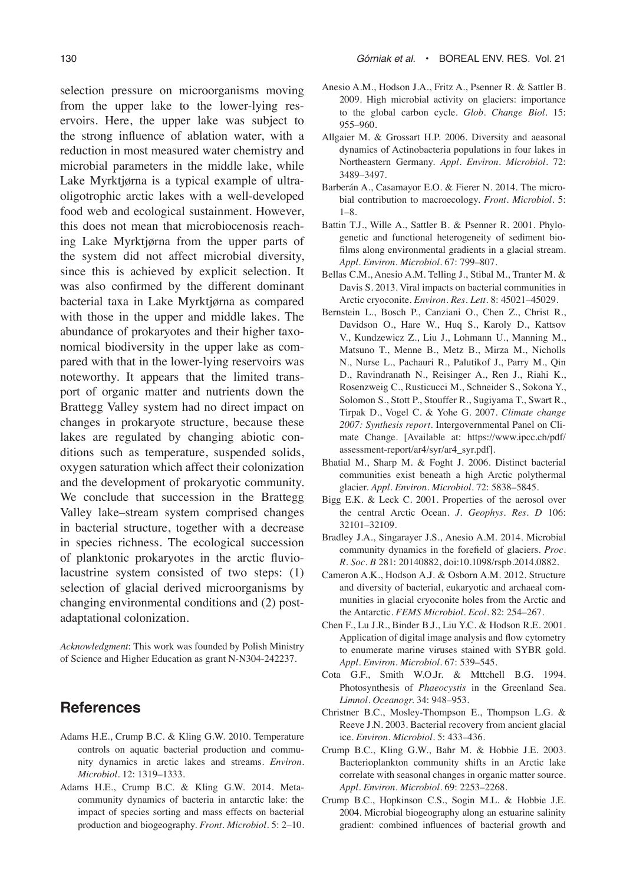selection pressure on microorganisms moving from the upper lake to the lower-lying reservoirs. Here, the upper lake was subject to the strong influence of ablation water, with a reduction in most measured water chemistry and microbial parameters in the middle lake, while Lake Myrktjørna is a typical example of ultra-oligotrophic arctic lakes with a well-developed food web and ecological sustainment. However, this does not mean that microbiocenosis reaching Lake Myrktjørna from the upper parts of the system did not affect microbial diversity, since this is achieved by explicit selection. It was also confirmed by the different dominant bacterial taxa in Lake Myrktjørna as compared with those in the upper and middle lakes. The abundance of prokaryotes and their higher taxonomical biodiversity in the upper lake as compared with that in the lower-lying reservoirs was noteworthy. It appears that the limited transport of organic matter and nutrients down the Brattegg Valley system had no direct impact on changes in prokaryote structure, because these lakes are regulated by changing abiotic conditions such as temperature, suspended solids, oxygen saturation which affect their colonization and the development of prokaryotic community. We conclude that succession in the Brattegg Valley lake–stream system comprised changes in bacterial structure, together with a decrease in species richness. The ecological succession of planktonic prokaryotes in the arctic fluviolacustrine system consisted of two steps: (1) selection of glacial derived microorganisms by changing environmental conditions and (2) post-adaptational colonization.

*Acknowledgment*: This work was founded by Polish Ministry of Science and Higher Education as grant N-N304-242237.

## References

Adams H.E., Crump B.C. & Kling G.W. 2010. Temperature controls on aquatic bacterial production and community dynamics in arctic lakes and streams. *Environ. Microbiol.* 12: 1319–1333.

Adams H.E., Crump B.C. & Kling G.W. 2014. Metacommunity dynamics of bacteria in antarctic lake: the impact of species sorting and mass effects on bacterial production and biogeography. *Front. Microbiol.* 5: 2–10.

Anesio A.M., Hodson J.A., Fritz A., Psenner R. & Sattler B. 2009. High microbial activity on glaciers: importance to the global carbon cycle. *Glob. Change Biol.* 15: 955–960.

Allgaier M. & Grossart H.P. 2006. Diversity and aeasonal dynamics of Actinobacteria populations in four lakes in Northeastern Germany. *Appl. Environ. Microbiol.* 72: 3489–3497.

Barberán A., Casamayor E.O. & Fierer N. 2014. The microbial contribution to macroecology. *Front. Microbiol.* 5: 1–8.

Battin T.J., Wille A., Sattler B. & Psenner R. 2001. Phylogenetic and functional heterogeneity of sediment biofilms along environmental gradients in a glacial stream. *Appl. Environ. Microbiol.* 67: 799–807.

Bellas C.M., Anesio A.M. Telling J., Stibal M., Tranter M. & Davis S. 2013. Viral impacts on bacterial communities in Arctic cryoconite. *Environ. Res. Lett.* 8: 45021–45029.

Bernstein L., Bosch P., Canziani O., Chen Z., Christ R., Davidson O., Hare W., Huq S., Karoly D., Kattsov V., Kundzewicz Z., Liu J., Lohmann U., Manning M., Matsuno T., Menne B., Metz B., Mirza M., Nicholls N., Nurse L., Pachauri R., Palutikof J., Parry M., Qin D., Ravindranath N., Reisinger A., Ren J., Riahi K., Rosenzweig C., Rusticucci M., Schneider S., Sokona Y., Solomon S., Stott P., Stouffer R., Sugiyama T., Swart R., Tirpak D., Vogel C. & Yohe G. 2007. *Climate change 2007: Synthesis report*. Intergovernmental Panel on Climate Change. [Available at: https://www.ipcc.ch/pdf/assessment-report/ar4/syr/ar4_syr.pdf].

Bhatial M., Sharp M. & Foght J. 2006. Distinct bacterial communities exist beneath a high Arctic polythermal glacier. *Appl. Environ. Microbiol.* 72: 5838–5845.

Bigg E.K. & Leck C. 2001. Properties of the aerosol over the central Arctic Ocean. *J. Geophys. Res. D* 106: 32101–32109.

Bradley J.A., Singarayer J.S., Anesio A.M. 2014. Microbial community dynamics in the forefield of glaciers. *Proc. R. Soc. B* 281: 20140882, doi:10.1098/rspb.2014.0882.

Cameron A.K., Hodson A.J. & Osborn A.M. 2012. Structure and diversity of bacterial, eukaryotic and archaeal communities in glacial cryoconite holes from the Arctic and the Antarctic. *FEMS Microbiol. Ecol.* 82: 254–267.

Chen F., Lu J.R., Binder B.J., Liu Y.C. & Hodson R.E. 2001. Application of digital image analysis and flow cytometry to enumerate marine viruses stained with SYBR gold. *Appl. Environ. Microbiol.* 67: 539–545.

Cota G.F., Smith W.O.Jr. & Mttchell B.G. 1994. Photosynthesis of *Phaeocystis* in the Greenland Sea. *Limnol. Oceanogr.* 34: 948–953.

Christner B.C., Mosley-Thompson E., Thompson L.G. & Reeve J.N. 2003. Bacterial recovery from ancient glacial ice. *Environ. Microbiol.* 5: 433–436.

Crump B.C., Kling G.W., Bahr M. & Hobbie J.E. 2003. Bacterioplankton community shifts in an Arctic lake correlate with seasonal changes in organic matter source. *Appl. Environ. Microbiol.* 69: 2253–2268.

Crump B.C., Hopkinson C.S., Sogin M.L. & Hobbie J.E. 2004. Microbial biogeography along an estuarine salinity gradient: combined influences of bacterial growth and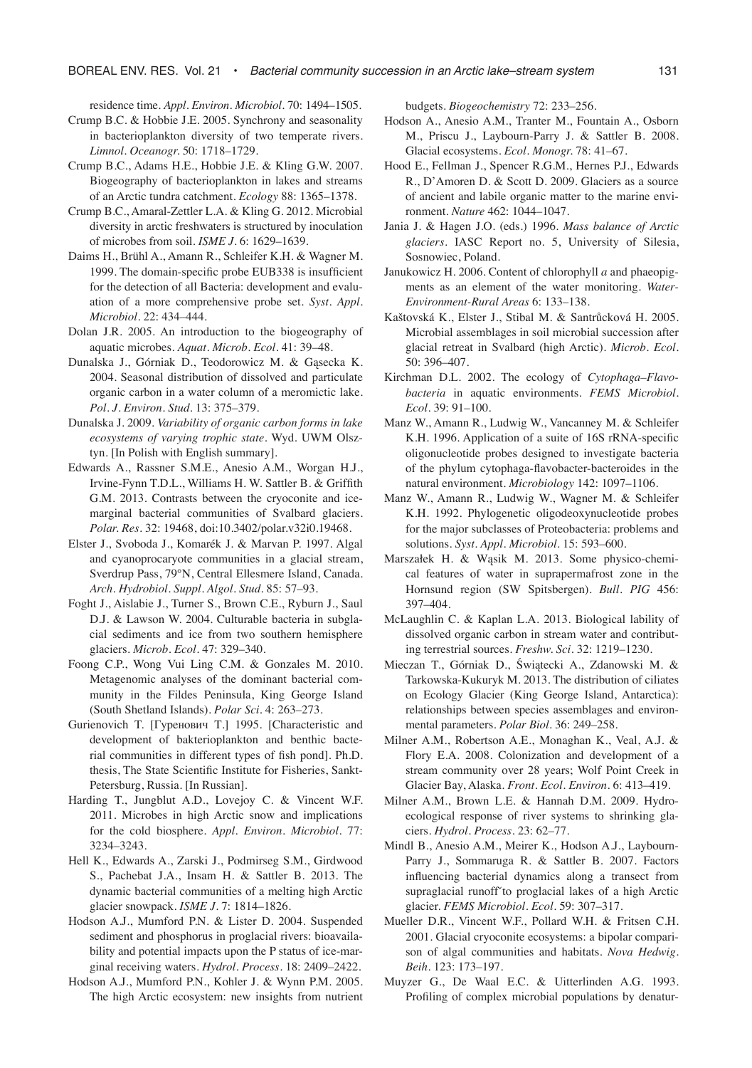residence time. *Appl. Environ. Microbiol.* 70: 1494–1505.

Crump B.C. & Hobbie J.E. 2005. Synchrony and seasonality in bacterioplankton diversity of two temperate rivers. *Limnol. Oceanogr.* 50: 1718–1729.

Crump B.C., Adams H.E., Hobbie J.E. & Kling G.W. 2007. Biogeography of bacterioplankton in lakes and streams of an Arctic tundra catchment. *Ecology* 88: 1365–1378.

Crump B.C., Amaral-Zettler L.A. & Kling G. 2012. Microbial diversity in arctic freshwaters is structured by inoculation of microbes from soil. *ISME J.* 6: 1629–1639.

Daims H., Brühl A., Amann R., Schleifer K.H. & Wagner M. 1999. The domain-specific probe EUB338 is insufficient for the detection of all Bacteria: development and evaluation of a more comprehensive probe set. *Syst. Appl. Microbiol.* 22: 434–444.

Dolan J.R. 2005. An introduction to the biogeography of aquatic microbes. *Aquat. Microb. Ecol.* 41: 39–48.

Dunalska J., Górniak D., Teodorowicz M. & Gąsecka K. 2004. Seasonal distribution of dissolved and particulate organic carbon in a water column of a meromictic lake. *Pol. J. Environ. Stud.* 13: 375–379.

Dunalska J. 2009. *Variability of organic carbon forms in lake ecosystems of varying trophic state*. Wyd. UWM Olsztyn. [In Polish with English summary].

Edwards A., Rassner S.M.E., Anesio A.M., Worgan H.J., Irvine-Fynn T.D.L., Williams H. W. Sattler B. & Griffith G.M. 2013. Contrasts between the cryoconite and ice-marginal bacterial communities of Svalbard glaciers. *Polar. Res.* 32: 19468, doi:10.3402/polar.v32i0.19468.

Elster J., Svoboda J., Komarék J. & Marvan P. 1997. Algal and cyanoprocaryote communities in a glacial stream, Sverdrup Pass, 79°N, Central Ellesmere Island, Canada. *Arch. Hydrobiol. Suppl. Algol. Stud.* 85: 57–93.

Foght J., Aislabie J., Turner S., Brown C.E., Ryburn J., Saul D.J. & Lawson W. 2004. Culturable bacteria in subglacial sediments and ice from two southern hemisphere glaciers. *Microb. Ecol.* 47: 329–340.

Foong C.P., Wong Vui Ling C.M. & Gonzales M. 2010. Metagenomic analyses of the dominant bacterial community in the Fildes Peninsula, King George Island (South Shetland Islands). *Polar Sci.* 4: 263–273.

Gurienovich T. [Гуренович T.] 1995. [Characteristic and development of bakterioplankton and benthic bacterial communities in different types of fish pond]. Ph.D. thesis, The State Scientific Institute for Fisheries, Sankt-Petersburg, Russia. [In Russian].

Harding T., Jungblut A.D., Lovejoy C. & Vincent W.F. 2011. Microbes in high Arctic snow and implications for the cold biosphere. *Appl. Environ. Microbiol.* 77: 3234–3243.

Hell K., Edwards A., Zarski J., Podmirseg S.M., Girdwood S., Pachebat J.A., Insam H. & Sattler B. 2013. The dynamic bacterial communities of a melting high Arctic glacier snowpack. *ISME J.* 7: 1814–1826.

Hodson A.J., Mumford P.N. & Lister D. 2004. Suspended sediment and phosphorus in proglacial rivers: bioavailability and potential impacts upon the P status of ice-marginal receiving waters. *Hydrol. Process.* 18: 2409–2422.

Hodson A.J., Mumford P.N., Kohler J. & Wynn P.M. 2005. The high Arctic ecosystem: new insights from nutrient budgets. *Biogeochemistry* 72: 233–256.

Hodson A., Anesio A.M., Tranter M., Fountain A., Osborn M., Priscu J., Laybourn-Parry J. & Sattler B. 2008. Glacial ecosystems. *Ecol. Monogr.* 78: 41–67.

Hood E., Fellman J., Spencer R.G.M., Hernes P.J., Edwards R., D'Amoren D. & Scott D. 2009. Glaciers as a source of ancient and labile organic matter to the marine environment. *Nature* 462: 1044–1047.

Jania J. & Hagen J.O. (eds.) 1996. *Mass balance of Arctic glaciers*. IASC Report no. 5, University of Silesia, Sosnowiec, Poland.

Janukowicz H. 2006. Content of chlorophyll *a* and phaeopigments as an element of the water monitoring. *Water-Environment-Rural Areas* 6: 133–138.

Kaštovská K., Elster J., Stibal M. & Santrůcková H. 2005. Microbial assemblages in soil microbial succession after glacial retreat in Svalbard (high Arctic). *Microb. Ecol.* 50: 396–407.

Kirchman D.L. 2002. The ecology of *Cytophaga–Flavobacteria* in aquatic environments. *FEMS Microbiol. Ecol.* 39: 91–100.

Manz W., Amann R., Ludwig W., Vancanney M. & Schleifer K.H. 1996. Application of a suite of 16S rRNA-specific oligonucleotide probes designed to investigate bacteria of the phylum cytophaga-flavobacter-bacteroides in the natural environment. *Microbiology* 142: 1097–1106.

Manz W., Amann R., Ludwig W., Wagner M. & Schleifer K.H. 1992. Phylogenetic oligodeoxynucleotide probes for the major subclasses of Proteobacteria: problems and solutions. *Syst. Appl. Microbiol.* 15: 593–600.

Marszałek H. & Wąsik M. 2013. Some physico-chemical features of water in suprapermafrost zone in the Hornsund region (SW Spitsbergen). *Bull. PIG* 456: 397–404.

McLaughlin C. & Kaplan L.A. 2013. Biological lability of dissolved organic carbon in stream water and contributing terrestrial sources. *Freshw. Sci.* 32: 1219–1230.

Mieczan T., Górniak D., Świątecki A., Zdanowski M. & Tarkowska-Kukuryk M. 2013. The distribution of ciliates on Ecology Glacier (King George Island, Antarctica): relationships between species assemblages and environmental parameters. *Polar Biol.* 36: 249–258.

Milner A.M., Robertson A.E., Monaghan K., Veal, A.J. & Flory E.A. 2008. Colonization and development of a stream community over 28 years; Wolf Point Creek in Glacier Bay, Alaska. *Front. Ecol. Environ.* 6: 413–419.

Milner A.M., Brown L.E. & Hannah D.M. 2009. Hydroecological response of river systems to shrinking glaciers. *Hydrol. Process.* 23: 62–77.

Mindl B., Anesio A.M., Meirer K., Hodson A.J., Laybourn-Parry J., Sommaruga R. & Sattler B. 2007. Factors influencing bacterial dynamics along a transect from supraglacial runoff to proglacial lakes of a high Arctic glacier. *FEMS Microbiol. Ecol.* 59: 307–317.

Mueller D.R., Vincent W.F., Pollard W.H. & Fritsen C.H. 2001. Glacial cryoconite ecosystems: a bipolar comparison of algal communities and habitats. *Nova Hedwig. Beih.* 123: 173–197.

Muyzer G., De Waal E.C. & Uitterlinden A.G. 1993. Profiling of complex microbial populations by denatur-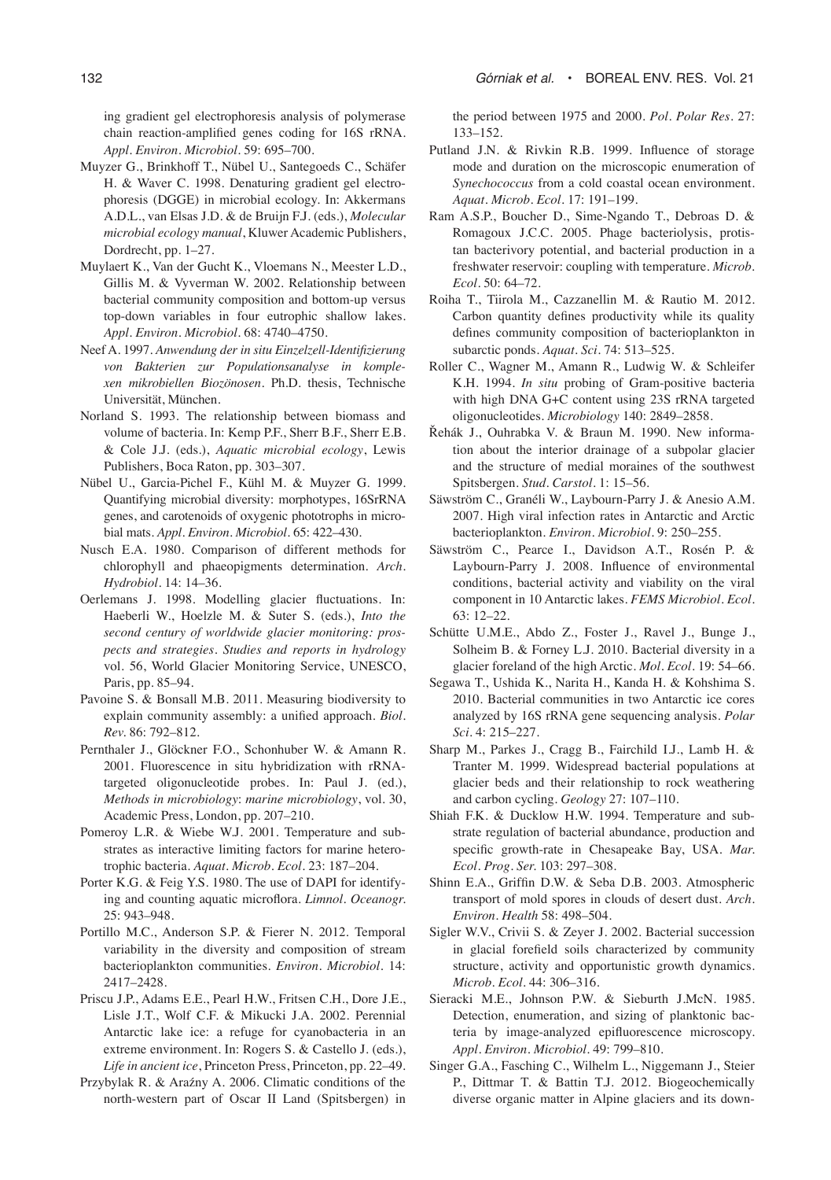ing gradient gel electrophoresis analysis of polymerase chain reaction-amplified genes coding for 16S rRNA. *Appl. Environ. Microbiol.* 59: 695–700.

Muyzer G., Brinkhoff T., Nübel U., Santegoeds C., Schäfer H. & Waver C. 1998. Denaturing gradient gel electrophoresis (DGGE) in microbial ecology. In: Akkermans A.D.L., van Elsas J.D. & de Bruijn F.J. (eds.), *Molecular microbial ecology manual*, Kluwer Academic Publishers, Dordrecht, pp. 1–27.

Muylaert K., Van der Gucht K., Vloemans N., Meester L.D., Gillis M. & Vyverman W. 2002. Relationship between bacterial community composition and bottom-up versus top-down variables in four eutrophic shallow lakes. *Appl. Environ. Microbiol.* 68: 4740–4750.

Neef A. 1997. *Anwendung der in situ Einzelzell-Identifizierung von Bakterien zur Populationsanalyse in komplexen mikrobiellen Biozönosen*. Ph.D. thesis, Technische Universität, München.

Norland S. 1993. The relationship between biomass and volume of bacteria. In: Kemp P.F., Sherr B.F., Sherr E.B. & Cole J.J. (eds.), *Aquatic microbial ecology*, Lewis Publishers, Boca Raton, pp. 303–307.

Nübel U., Garcia-Pichel F., Kühl M. & Muyzer G. 1999. Quantifying microbial diversity: morphotypes, 16SrRNA genes, and carotenoids of oxygenic phototrophs in microbial mats. *Appl. Environ. Microbiol.* 65: 422–430.

Nusch E.A. 1980. Comparison of different methods for chlorophyll and phaeopigments determination. *Arch. Hydrobiol.* 14: 14–36.

Oerlemans J. 1998. Modelling glacier fluctuations. In: Haeberli W., Hoelzle M. & Suter S. (eds.), *Into the second century of worldwide glacier monitoring: prospects and strategies. Studies and reports in hydrology* vol. 56, World Glacier Monitoring Service, UNESCO, Paris, pp. 85–94.

Pavoine S. & Bonsall M.B. 2011. Measuring biodiversity to explain community assembly: a unified approach. *Biol. Rev.* 86: 792–812.

Pernthaler J., Glöckner F.O., Schonhuber W. & Amann R. 2001. Fluorescence in situ hybridization with rRNA-targeted oligonucleotide probes. In: Paul J. (ed.), *Methods in microbiology*: *marine microbiology*, vol. 30, Academic Press, London, pp. 207–210.

Pomeroy L.R. & Wiebe W.J. 2001. Temperature and substrates as interactive limiting factors for marine heterotrophic bacteria. *Aquat. Microb. Ecol.* 23: 187–204.

Porter K.G. & Feig Y.S. 1980. The use of DAPI for identifying and counting aquatic microflora. *Limnol. Oceanogr.* 25: 943–948.

Portillo M.C., Anderson S.P. & Fierer N. 2012. Temporal variability in the diversity and composition of stream bacterioplankton communities. *Environ. Microbiol.* 14: 2417–2428.

Priscu J.P., Adams E.E., Pearl H.W., Fritsen C.H., Dore J.E., Lisle J.T., Wolf C.F. & Mikucki J.A. 2002. Perennial Antarctic lake ice: a refuge for cyanobacteria in an extreme environment. In: Rogers S. & Castello J. (eds.), *Life in ancient ice*, Princeton Press, Princeton, pp. 22–49.

Przybylak R. & Araźny A. 2006. Climatic conditions of the north-western part of Oscar II Land (Spitsbergen) in the period between 1975 and 2000. *Pol. Polar Res.* 27: 133–152.

Putland J.N. & Rivkin R.B. 1999. Influence of storage mode and duration on the microscopic enumeration of *Synechococcus* from a cold coastal ocean environment. *Aquat. Microb. Ecol.* 17: 191–199.

Ram A.S.P., Boucher D., Sime-Ngando T., Debroas D. & Romagoux J.C.C. 2005. Phage bacteriolysis, protistan bacterivory potential, and bacterial production in a freshwater reservoir: coupling with temperature. *Microb. Ecol.* 50: 64–72.

Roiha T., Tiirola M., Cazzanellin M. & Rautio M. 2012. Carbon quantity defines productivity while its quality defines community composition of bacterioplankton in subarctic ponds. *Aquat. Sci.* 74: 513–525.

Roller C., Wagner M., Amann R., Ludwig W. & Schleifer K.H. 1994. *In situ* probing of Gram-positive bacteria with high DNA G+C content using 23S rRNA targeted oligonucleotides. *Microbiology* 140: 2849–2858.

Řehák J., Ouhrabka V. & Braun M. 1990. New information about the interior drainage of a subpolar glacier and the structure of medial moraines of the southwest Spitsbergen. *Stud. Carstol.* 1: 15–56.

Säwström C., Granéli W., Laybourn-Parry J. & Anesio A.M. 2007. High viral infection rates in Antarctic and Arctic bacterioplankton. *Environ. Microbiol.* 9: 250–255.

Säwström C., Pearce I., Davidson A.T., Rosén P. & Laybourn-Parry J. 2008. Influence of environmental conditions, bacterial activity and viability on the viral component in 10 Antarctic lakes. *FEMS Microbiol. Ecol.* 63: 12–22.

Schütte U.M.E., Abdo Z., Foster J., Ravel J., Bunge J., Solheim B. & Forney L.J. 2010. Bacterial diversity in a glacier foreland of the high Arctic. *Mol. Ecol.* 19: 54–66.

Segawa T., Ushida K., Narita H., Kanda H. & Kohshima S. 2010. Bacterial communities in two Antarctic ice cores analyzed by 16S rRNA gene sequencing analysis. *Polar Sci.* 4: 215–227.

Sharp M., Parkes J., Cragg B., Fairchild I.J., Lamb H. & Tranter M. 1999. Widespread bacterial populations at glacier beds and their relationship to rock weathering and carbon cycling. *Geology* 27: 107–110.

Shiah F.K. & Ducklow H.W. 1994. Temperature and substrate regulation of bacterial abundance, production and specific growth-rate in Chesapeake Bay, USA. *Mar. Ecol. Prog. Ser.* 103: 297–308.

Shinn E.A., Griffin D.W. & Seba D.B. 2003. Atmospheric transport of mold spores in clouds of desert dust. *Arch. Environ. Health* 58: 498–504.

Sigler W.V., Crivii S. & Zeyer J. 2002. Bacterial succession in glacial forefield soils characterized by community structure, activity and opportunistic growth dynamics. *Microb. Ecol.* 44: 306–316.

Sieracki M.E., Johnson P.W. & Sieburth J.McN. 1985. Detection, enumeration, and sizing of planktonic bacteria by image-analyzed epifluorescence microscopy. *Appl. Environ. Microbiol.* 49: 799–810.

Singer G.A., Fasching C., Wilhelm L., Niggemann J., Steier P., Dittmar T. & Battin T.J. 2012. Biogeochemically diverse organic matter in Alpine glaciers and its down-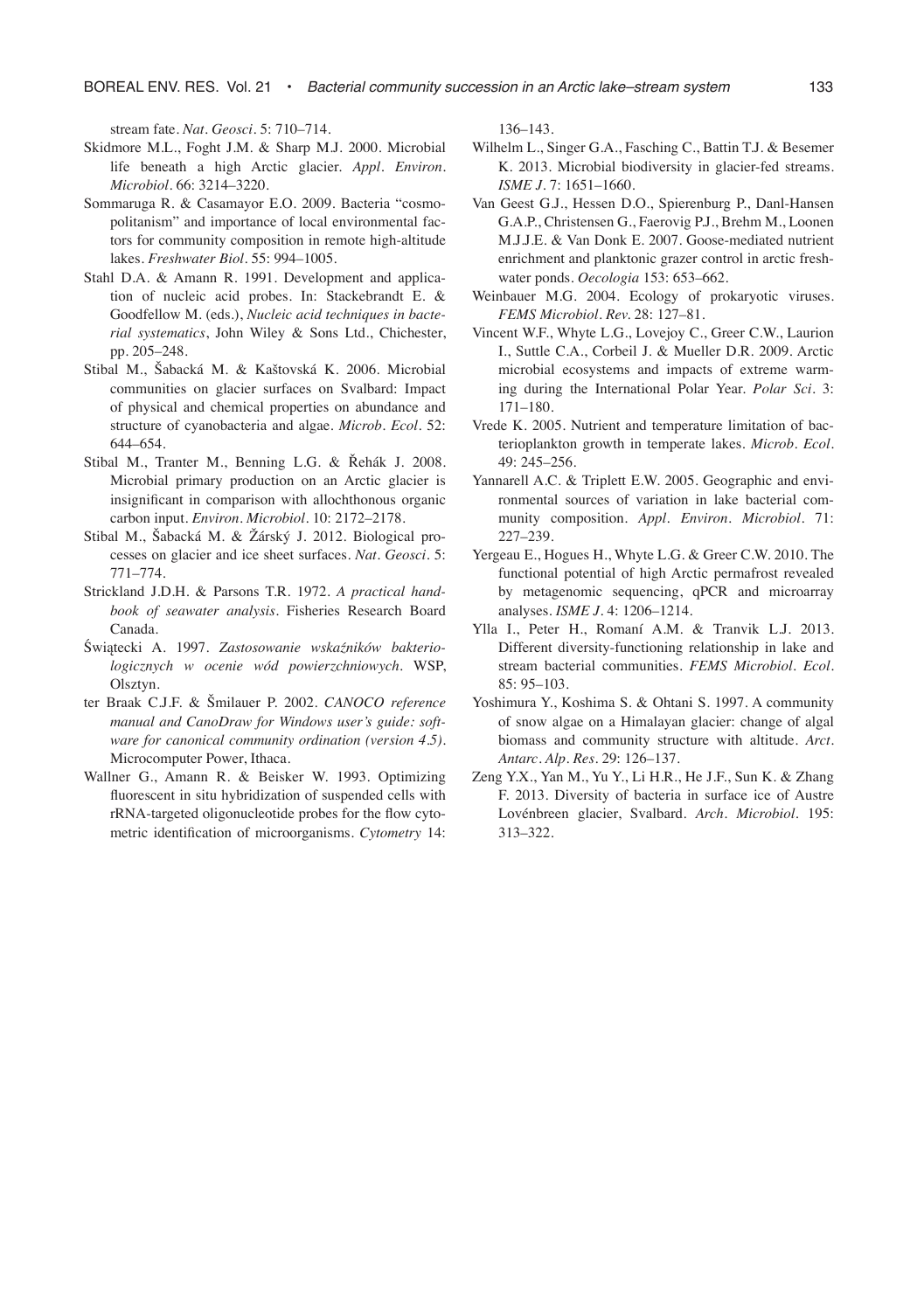stream fate. *Nat. Geosci.* 5: 710–714.

Skidmore M.L., Foght J.M. & Sharp M.J. 2000. Microbial life beneath a high Arctic glacier. *Appl. Environ. Microbiol.* 66: 3214–3220.

Sommaruga R. & Casamayor E.O. 2009. Bacteria "cosmopolitanism" and importance of local environmental factors for community composition in remote high-altitude lakes. *Freshwater Biol.* 55: 994–1005.

Stahl D.A. & Amann R. 1991. Development and application of nucleic acid probes. In: Stackebrandt E. & Goodfellow M. (eds.), *Nucleic acid techniques in bacterial systematics*, John Wiley & Sons Ltd., Chichester, pp. 205–248.

Stibal M., Šabacká M. & Kaštovská K. 2006. Microbial communities on glacier surfaces on Svalbard: Impact of physical and chemical properties on abundance and structure of cyanobacteria and algae. *Microb. Ecol.* 52: 644–654.

Stibal M., Tranter M., Benning L.G. & Řehák J. 2008. Microbial primary production on an Arctic glacier is insignificant in comparison with allochthonous organic carbon input. *Environ. Microbiol.* 10: 2172–2178.

Stibal M., Šabacká M. & Žárský J. 2012. Biological processes on glacier and ice sheet surfaces. *Nat. Geosci.* 5: 771–774.

Strickland J.D.H. & Parsons T.R. 1972. *A practical handbook of seawater analysis*. Fisheries Research Board Canada.

Świątecki A. 1997. *Zastosowanie wskaźników bakteriologicznych w ocenie wód powierzchniowych*. WSP, Olsztyn.

ter Braak C.J.F. & Šmilauer P. 2002. *CANOCO reference manual and CanoDraw for Windows user's guide: software for canonical community ordination (version 4.5)*. Microcomputer Power, Ithaca.

Wallner G., Amann R. & Beisker W. 1993. Optimizing fluorescent in situ hybridization of suspended cells with rRNA-targeted oligonucleotide probes for the flow cytometric identification of microorganisms. *Cytometry* 14: 136–143.

Wilhelm L., Singer G.A., Fasching C., Battin T.J. & Besemer K. 2013. Microbial biodiversity in glacier-fed streams. *ISME J.* 7: 1651–1660.

Van Geest G.J., Hessen D.O., Spierenburg P., Danl-Hansen G.A.P., Christensen G., Faerovig P.J., Brehm M., Loonen M.J.J.E. & Van Donk E. 2007. Goose-mediated nutrient enrichment and planktonic grazer control in arctic freshwater ponds. *Oecologia* 153: 653–662.

Weinbauer M.G. 2004. Ecology of prokaryotic viruses. *FEMS Microbiol. Rev.* 28: 127–81.

Vincent W.F., Whyte L.G., Lovejoy C., Greer C.W., Laurion I., Suttle C.A., Corbeil J. & Mueller D.R. 2009. Arctic microbial ecosystems and impacts of extreme warming during the International Polar Year. *Polar Sci.* 3: 171–180.

Vrede K. 2005. Nutrient and temperature limitation of bacterioplankton growth in temperate lakes. *Microb. Ecol.* 49: 245–256.

Yannarell A.C. & Triplett E.W. 2005. Geographic and environmental sources of variation in lake bacterial community composition. *Appl. Environ. Microbiol.* 71: 227–239.

Yergeau E., Hogues H., Whyte L.G. & Greer C.W. 2010. The functional potential of high Arctic permafrost revealed by metagenomic sequencing, qPCR and microarray analyses. *ISME J.* 4: 1206–1214.

Ylla I., Peter H., Romaní A.M. & Tranvik L.J. 2013. Different diversity-functioning relationship in lake and stream bacterial communities. *FEMS Microbiol. Ecol.* 85: 95–103.

Yoshimura Y., Koshima S. & Ohtani S. 1997. A community of snow algae on a Himalayan glacier: change of algal biomass and community structure with altitude. *Arct. Antarc. Alp. Res.* 29: 126–137.

Zeng Y.X., Yan M., Yu Y., Li H.R., He J.F., Sun K. & Zhang F. 2013. Diversity of bacteria in surface ice of Austre Lovénbreen glacier, Svalbard. *Arch. Microbiol.* 195: 313–322.